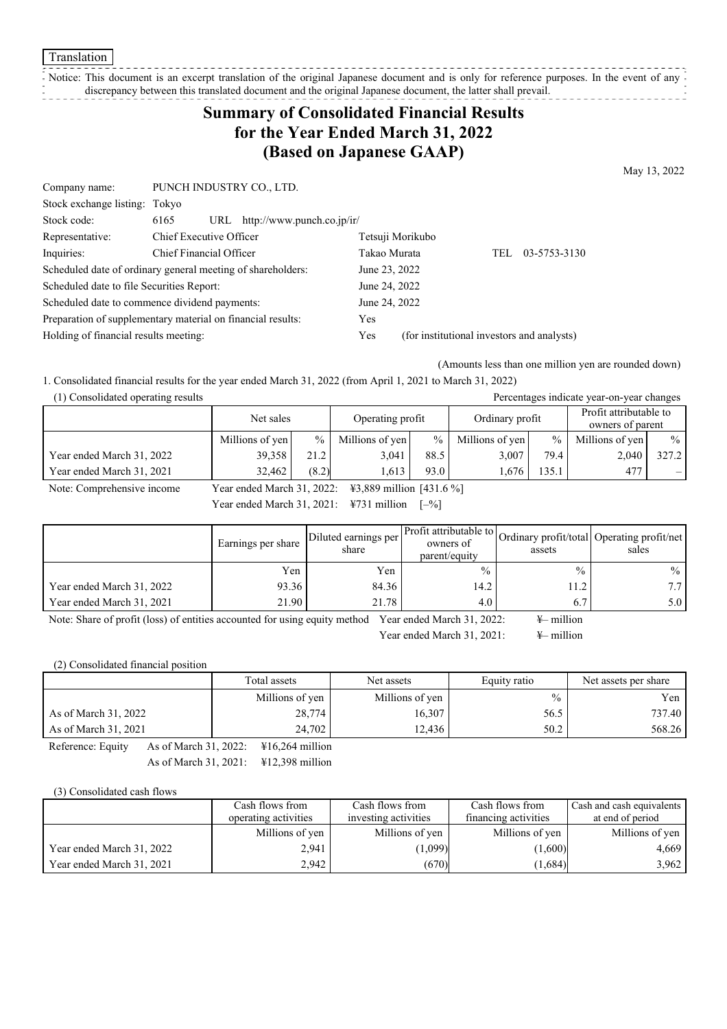Translation

Notice: This document is an excerpt translation of the original Japanese document and is only for reference purposes. In the event of any discrepancy between this translated document and the original Japanese document, the latter shall prevail.

# Summary of Consolidated Financial Results for the Year Ended March 31, 2022 (Based on Japanese GAAP)

May 13, 2022

| | | |
|---|---|---|
| Company name: | PUNCH INDUSTRY CO., LTD. | |
| Stock exchange listing: | Tokyo | |
| Stock code: | 6165 URL http://www.punch.co.jp/ir/ | |
| Representative: | Chief Executive Officer | Tetsuji Morikubo |
| Inquiries: | Chief Financial Officer | Takao Murata TEL 03-5753-3130 |

| | |
|---|---|
| Scheduled date of ordinary general meeting of shareholders: | June 23, 2022 |
| Scheduled date to file Securities Report: | June 24, 2022 |
| Scheduled date to commence dividend payments: | June 24, 2022 |
| Preparation of supplementary material on financial results: | Yes |
| Holding of financial results meeting: | Yes (for institutional investors and analysts) |

(Amounts less than one million yen are rounded down)

1. Consolidated financial results for the year ended March 31, 2022 (from April 1, 2021 to March 31, 2022)

(1) Consolidated operating results

Percentages indicate year-on-year changes

| | Net sales | | Operating profit | | Ordinary profit | | Profit attributable to owners of parent | |
|---|---|---|---|---|---|---|---|---|
| | Millions of yen | % | Millions of yen | % | Millions of yen | % | Millions of yen | % |
| Year ended March 31, 2022 | 39,358 | 21.2 | 3,041 | 88.5 | 3,007 | 79.4 | 2,040 | 327.2 |
| Year ended March 31, 2021 | 32,462 | (8.2) | 1,613 | 93.0 | 1,676 | 135.1 | 477 | – |

Note: Comprehensive income Year ended March 31, 2022: ¥3,889 million [431.6 %]
Year ended March 31, 2021: ¥731 million [–%]

| | Earnings per share | Diluted earnings per share | Profit attributable to owners of parent/equity | Ordinary profit/total assets | Operating profit/net sales |
|---|---|---|---|---|---|
| | Yen | Yen | % | % | % |
| Year ended March 31, 2022 | 93.36 | 84.36 | 14.2 | 11.2 | 7.7 |
| Year ended March 31, 2021 | 21.90 | 21.78 | 4.0 | 6.7 | 5.0 |

Note: Share of profit (loss) of entities accounted for using equity method Year ended March 31, 2022: ¥– million
Year ended March 31, 2021: ¥– million

(2) Consolidated financial position

| | Total assets | Net assets | Equity ratio | Net assets per share |
|---|---|---|---|---|
| | Millions of yen | Millions of yen | % | Yen |
| As of March 31, 2022 | 28,774 | 16,307 | 56.5 | 737.40 |
| As of March 31, 2021 | 24,702 | 12,436 | 50.2 | 568.26 |

Reference: Equity As of March 31, 2022: ¥16,264 million
As of March 31, 2021: ¥12,398 million

(3) Consolidated cash flows

| | Cash flows from operating activities | Cash flows from investing activities | Cash flows from financing activities | Cash and cash equivalents at end of period |
|---|---|---|---|---|
| | Millions of yen | Millions of yen | Millions of yen | Millions of yen |
| Year ended March 31, 2022 | 2,941 | (1,099) | (1,600) | 4,669 |
| Year ended March 31, 2021 | 2,942 | (670) | (1,684) | 3,962 |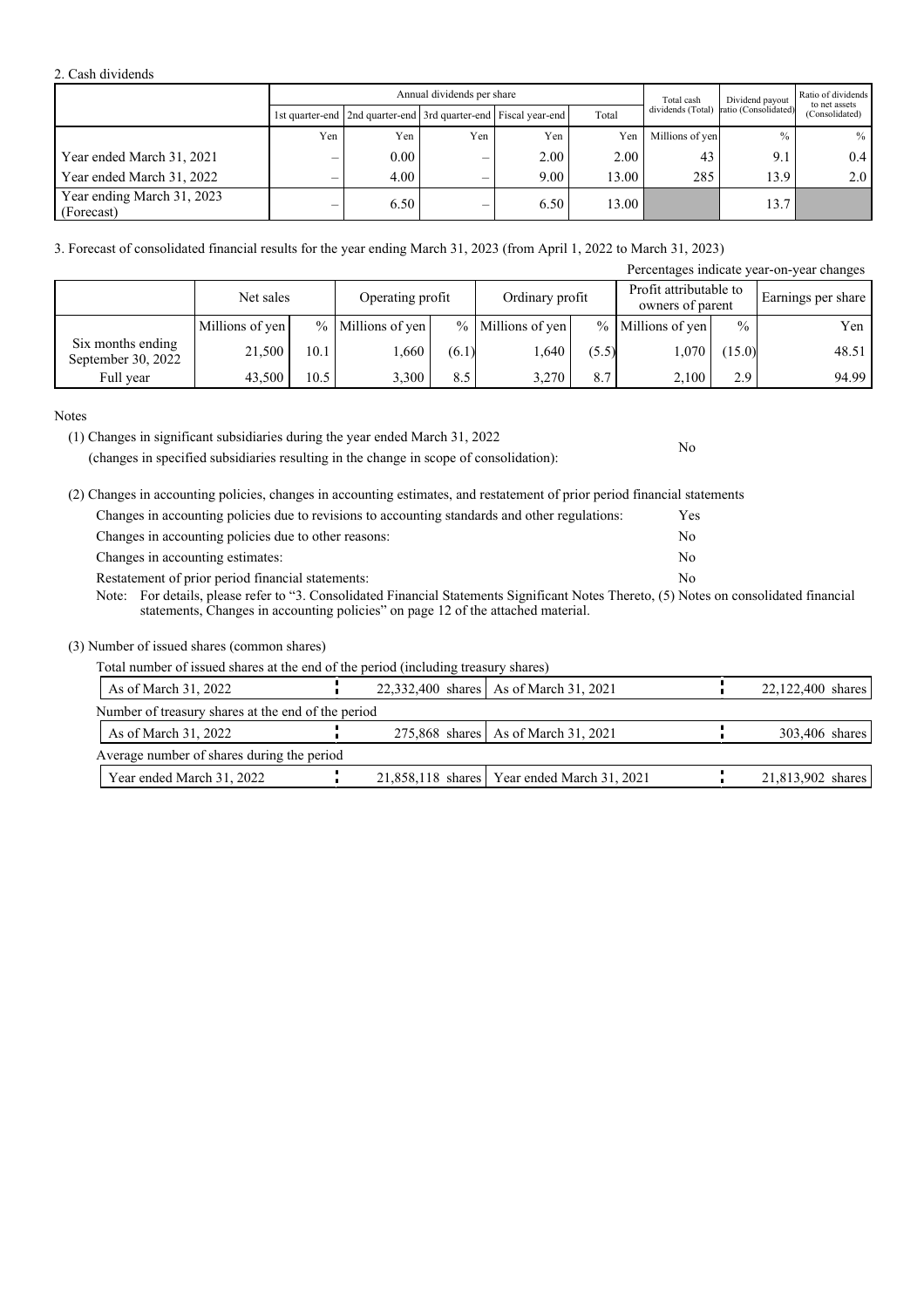2. Cash dividends

| | Annual dividends per share | | | | | Total cash dividends (Total) | Dividend payout ratio (Consolidated) | Ratio of dividends to net assets (Consolidated) |
|---|---|---|---|---|---|---|---|---|
| | 1st quarter-end | 2nd quarter-end | 3rd quarter-end | Fiscal year-end | Total | | | |
| | Yen | Yen | Yen | Yen | Yen | Millions of yen | % | % |
| Year ended March 31, 2021 | – | 0.00 | – | 2.00 | 2.00 | 43 | 9.1 | 0.4 |
| Year ended March 31, 2022 | – | 4.00 | – | 9.00 | 13.00 | 285 | 13.9 | 2.0 |
| Year ending March 31, 2023 (Forecast) | – | 6.50 | – | 6.50 | 13.00 | | 13.7 | |

3. Forecast of consolidated financial results for the year ending March 31, 2023 (from April 1, 2022 to March 31, 2023)

Percentages indicate year-on-year changes

| | Net sales | | Operating profit | | Ordinary profit | | Profit attributable to owners of parent | | Earnings per share |
|---|---|---|---|---|---|---|---|---|---|
| | Millions of yen | % | Millions of yen | % | Millions of yen | % | Millions of yen | % | Yen |
| Six months ending September 30, 2022 | 21,500 | 10.1 | 1,660 | (6.1) | 1,640 | (5.5) | 1,070 | (15.0) | 48.51 |
| Full year | 43,500 | 10.5 | 3,300 | 8.5 | 3,270 | 8.7 | 2,100 | 2.9 | 94.99 |

Notes

(1) Changes in significant subsidiaries during the year ended March 31, 2022 (changes in specified subsidiaries resulting in the change in scope of consolidation): No

(2) Changes in accounting policies, changes in accounting estimates, and restatement of prior period financial statements

Changes in accounting policies due to revisions to accounting standards and other regulations: Yes

Changes in accounting policies due to other reasons: No

Changes in accounting estimates: No

Restatement of prior period financial statements: No

Note: For details, please refer to "3. Consolidated Financial Statements Significant Notes Thereto, (5) Notes on consolidated financial statements, Changes in accounting policies" on page 12 of the attached material.

(3) Number of issued shares (common shares)

Total number of issued shares at the end of the period (including treasury shares)

| As of March 31, 2022 | 22,332,400 shares | As of March 31, 2021 | 22,122,400 shares |
|---|---|---|---|

Number of treasury shares at the end of the period

| As of March 31, 2022 | 275,868 shares | As of March 31, 2021 | 303,406 shares |
|---|---|---|---|

Average number of shares during the period

| Year ended March 31, 2022 | 21,858,118 shares | Year ended March 31, 2021 | 21,813,902 shares |
|---|---|---|---|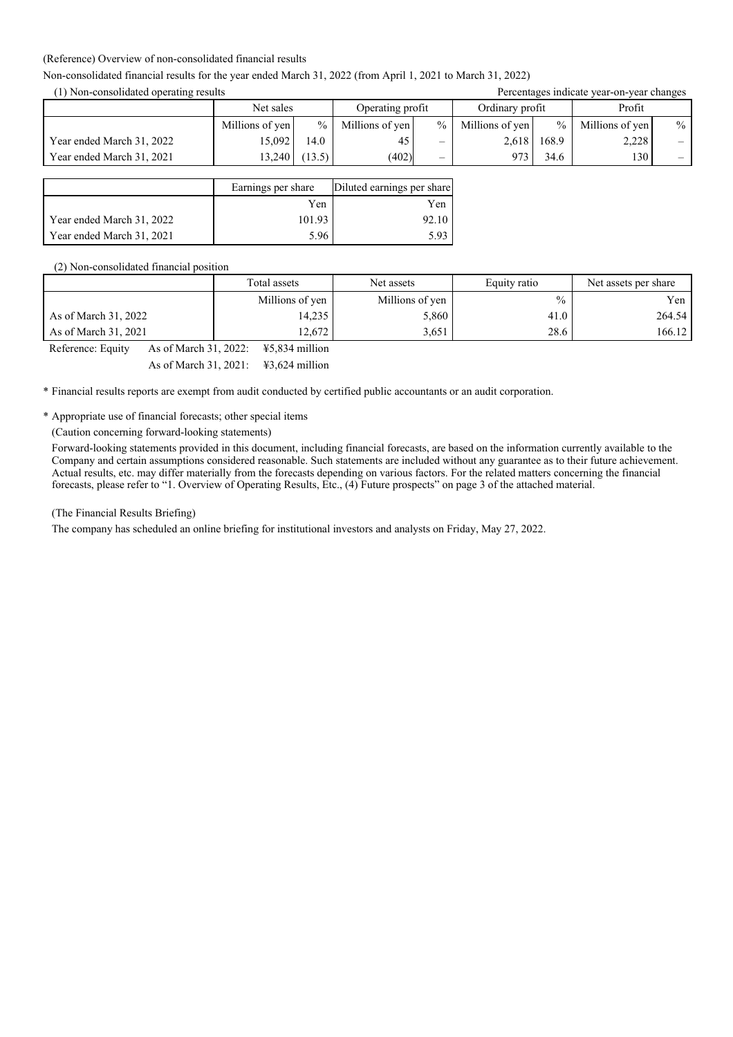(Reference) Overview of non-consolidated financial results

Non-consolidated financial results for the year ended March 31, 2022 (from April 1, 2021 to March 31, 2022)

(1) Non-consolidated operating results

Percentages indicate year-on-year changes

| | Net sales | | Operating profit | | Ordinary profit | | Profit | |
|---|---|---|---|---|---|---|---|---|
| | Millions of yen | % | Millions of yen | % | Millions of yen | % | Millions of yen | % |
| Year ended March 31, 2022 | 15,092 | 14.0 | 45 | – | 2,618 | 168.9 | 2,228 | – |
| Year ended March 31, 2021 | 13,240 | (13.5) | (402) | – | 973 | 34.6 | 130 | – |

| | Earnings per share | Diluted earnings per share |
|---|---|---|
| | Yen | Yen |
| Year ended March 31, 2022 | 101.93 | 92.10 |
| Year ended March 31, 2021 | 5.96 | 5.93 |

(2) Non-consolidated financial position

| | Total assets | Net assets | Equity ratio | Net assets per share |
|---|---|---|---|---|
| | Millions of yen | Millions of yen | % | Yen |
| As of March 31, 2022 | 14,235 | 5,860 | 41.0 | 264.54 |
| As of March 31, 2021 | 12,672 | 3,651 | 28.6 | 166.12 |

Reference: Equity As of March 31, 2022: ¥5,834 million
As of March 31, 2021: ¥3,624 million

\* Financial results reports are exempt from audit conducted by certified public accountants or an audit corporation.

\* Appropriate use of financial forecasts; other special items

(Caution concerning forward-looking statements)

Forward-looking statements provided in this document, including financial forecasts, are based on the information currently available to the Company and certain assumptions considered reasonable. Such statements are included without any guarantee as to their future achievement. Actual results, etc. may differ materially from the forecasts depending on various factors. For the related matters concerning the financial forecasts, please refer to "1. Overview of Operating Results, Etc., (4) Future prospects" on page 3 of the attached material.

(The Financial Results Briefing)

The company has scheduled an online briefing for institutional investors and analysts on Friday, May 27, 2022.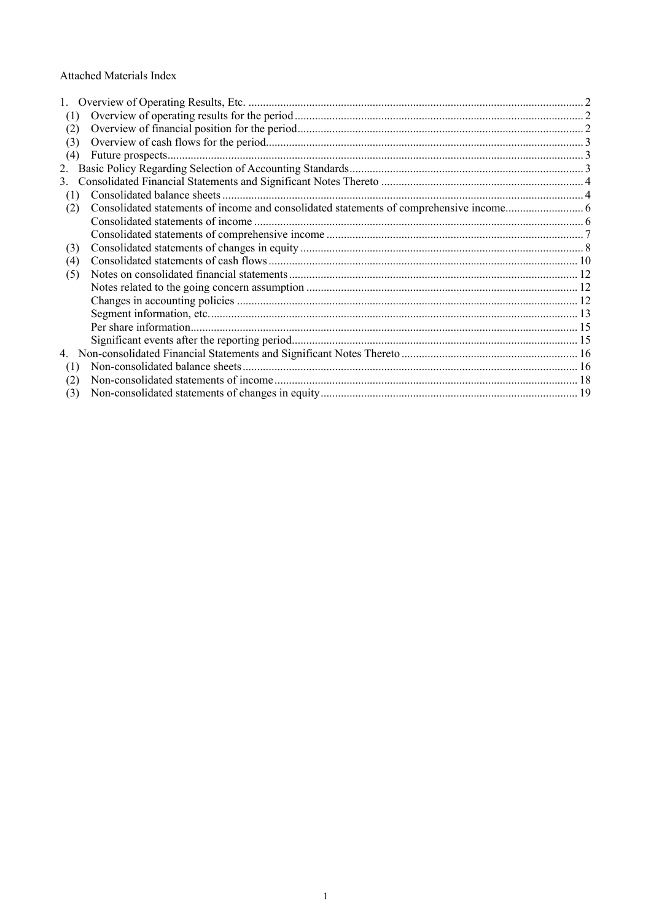Attached Materials Index

1. Overview of Operating Results, Etc. .......... 2
   (1) Overview of operating results for the period .......... 2
   (2) Overview of financial position for the period .......... 2
   (3) Overview of cash flows for the period .......... 3
   (4) Future prospects .......... 3
2. Basic Policy Regarding Selection of Accounting Standards .......... 3
3. Consolidated Financial Statements and Significant Notes Thereto .......... 4
   (1) Consolidated balance sheets .......... 4
   (2) Consolidated statements of income and consolidated statements of comprehensive income .......... 6
       Consolidated statements of income .......... 6
       Consolidated statements of comprehensive income .......... 7
   (3) Consolidated statements of changes in equity .......... 8
   (4) Consolidated statements of cash flows .......... 10
   (5) Notes on consolidated financial statements .......... 12
       Notes related to the going concern assumption .......... 12
       Changes in accounting policies .......... 12
       Segment information, etc. .......... 13
       Per share information .......... 15
       Significant events after the reporting period .......... 15
4. Non-consolidated Financial Statements and Significant Notes Thereto .......... 16
   (1) Non-consolidated balance sheets .......... 16
   (2) Non-consolidated statements of income .......... 18
   (3) Non-consolidated statements of changes in equity .......... 19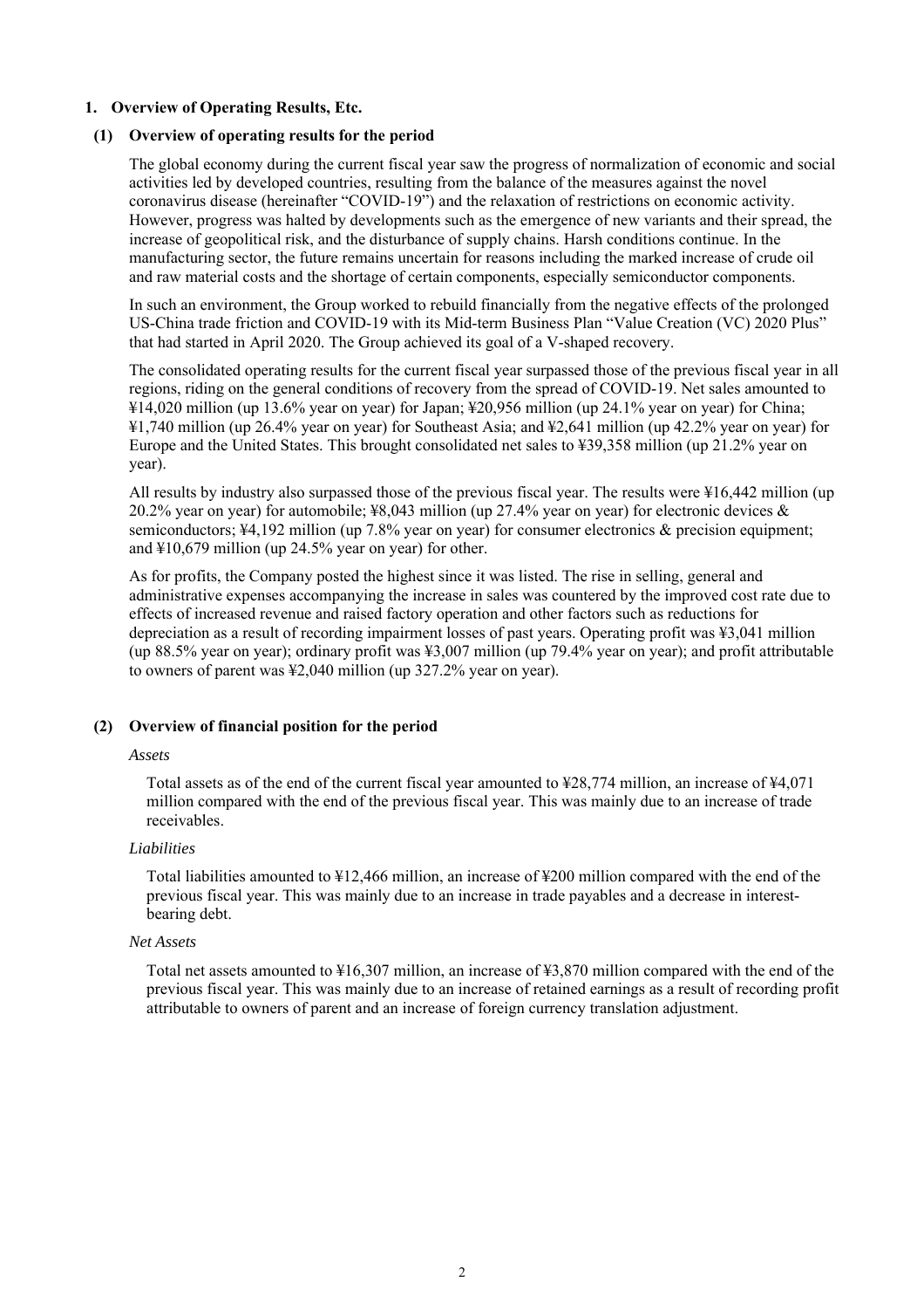# 1. Overview of Operating Results, Etc.

## (1) Overview of operating results for the period

The global economy during the current fiscal year saw the progress of normalization of economic and social activities led by developed countries, resulting from the balance of the measures against the novel coronavirus disease (hereinafter "COVID-19") and the relaxation of restrictions on economic activity. However, progress was halted by developments such as the emergence of new variants and their spread, the increase of geopolitical risk, and the disturbance of supply chains. Harsh conditions continue. In the manufacturing sector, the future remains uncertain for reasons including the marked increase of crude oil and raw material costs and the shortage of certain components, especially semiconductor components.

In such an environment, the Group worked to rebuild financially from the negative effects of the prolonged US-China trade friction and COVID-19 with its Mid-term Business Plan "Value Creation (VC) 2020 Plus" that had started in April 2020. The Group achieved its goal of a V-shaped recovery.

The consolidated operating results for the current fiscal year surpassed those of the previous fiscal year in all regions, riding on the general conditions of recovery from the spread of COVID-19. Net sales amounted to ¥14,020 million (up 13.6% year on year) for Japan; ¥20,956 million (up 24.1% year on year) for China; ¥1,740 million (up 26.4% year on year) for Southeast Asia; and ¥2,641 million (up 42.2% year on year) for Europe and the United States. This brought consolidated net sales to ¥39,358 million (up 21.2% year on year).

All results by industry also surpassed those of the previous fiscal year. The results were ¥16,442 million (up 20.2% year on year) for automobile; ¥8,043 million (up 27.4% year on year) for electronic devices & semiconductors; ¥4,192 million (up 7.8% year on year) for consumer electronics & precision equipment; and ¥10,679 million (up 24.5% year on year) for other.

As for profits, the Company posted the highest since it was listed. The rise in selling, general and administrative expenses accompanying the increase in sales was countered by the improved cost rate due to effects of increased revenue and raised factory operation and other factors such as reductions for depreciation as a result of recording impairment losses of past years. Operating profit was ¥3,041 million (up 88.5% year on year); ordinary profit was ¥3,007 million (up 79.4% year on year); and profit attributable to owners of parent was ¥2,040 million (up 327.2% year on year).

## (2) Overview of financial position for the period

*Assets*

Total assets as of the end of the current fiscal year amounted to ¥28,774 million, an increase of ¥4,071 million compared with the end of the previous fiscal year. This was mainly due to an increase of trade receivables.

*Liabilities*

Total liabilities amounted to ¥12,466 million, an increase of ¥200 million compared with the end of the previous fiscal year. This was mainly due to an increase in trade payables and a decrease in interest-bearing debt.

*Net Assets*

Total net assets amounted to ¥16,307 million, an increase of ¥3,870 million compared with the end of the previous fiscal year. This was mainly due to an increase of retained earnings as a result of recording profit attributable to owners of parent and an increase of foreign currency translation adjustment.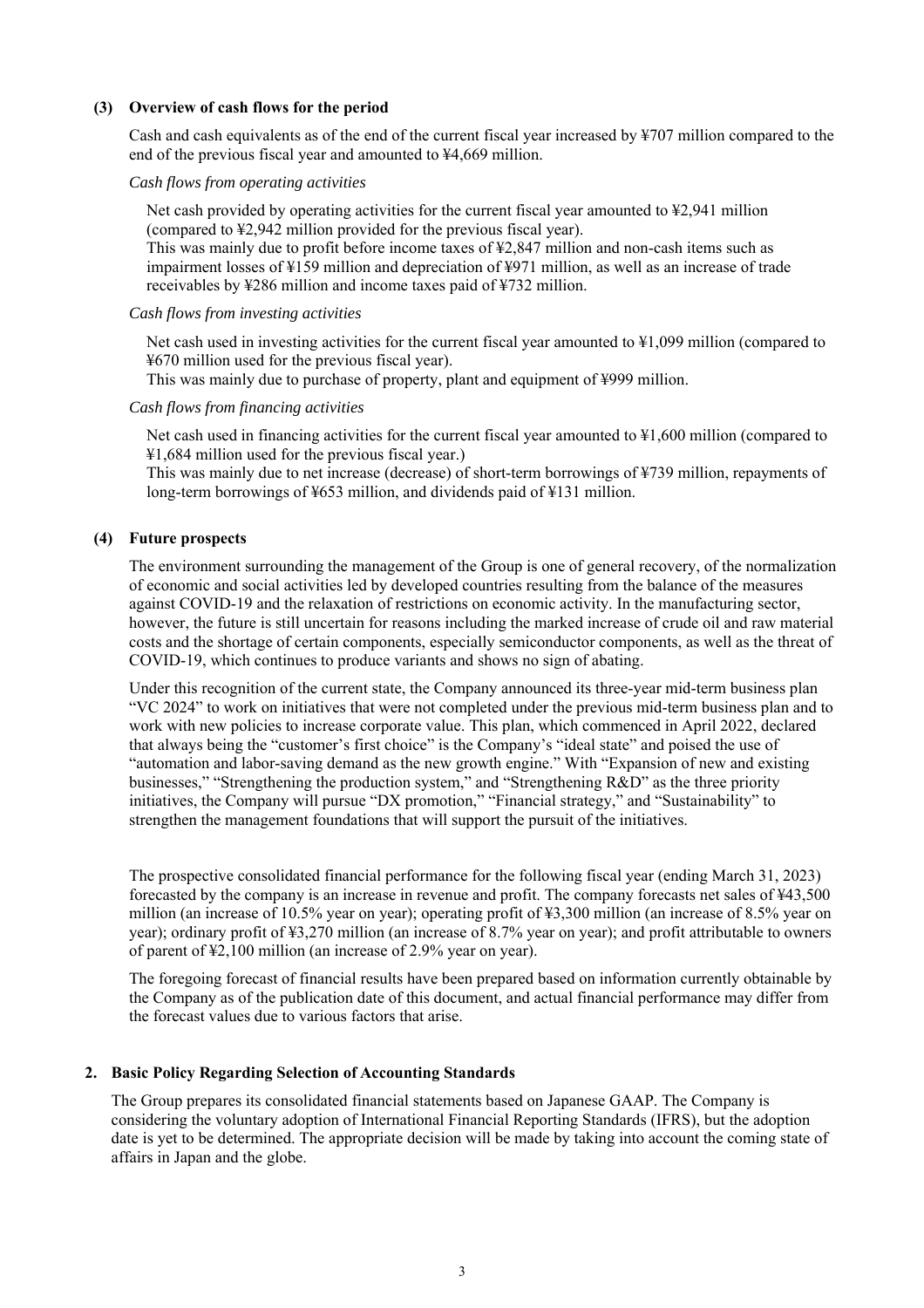### (3) Overview of cash flows for the period

Cash and cash equivalents as of the end of the current fiscal year increased by ¥707 million compared to the end of the previous fiscal year and amounted to ¥4,669 million.

*Cash flows from operating activities*

Net cash provided by operating activities for the current fiscal year amounted to ¥2,941 million (compared to ¥2,942 million provided for the previous fiscal year).
This was mainly due to profit before income taxes of ¥2,847 million and non-cash items such as impairment losses of ¥159 million and depreciation of ¥971 million, as well as an increase of trade receivables by ¥286 million and income taxes paid of ¥732 million.

*Cash flows from investing activities*

Net cash used in investing activities for the current fiscal year amounted to ¥1,099 million (compared to ¥670 million used for the previous fiscal year).
This was mainly due to purchase of property, plant and equipment of ¥999 million.

*Cash flows from financing activities*

Net cash used in financing activities for the current fiscal year amounted to ¥1,600 million (compared to ¥1,684 million used for the previous fiscal year.)
This was mainly due to net increase (decrease) of short-term borrowings of ¥739 million, repayments of long-term borrowings of ¥653 million, and dividends paid of ¥131 million.

### (4) Future prospects

The environment surrounding the management of the Group is one of general recovery, of the normalization of economic and social activities led by developed countries resulting from the balance of the measures against COVID-19 and the relaxation of restrictions on economic activity. In the manufacturing sector, however, the future is still uncertain for reasons including the marked increase of crude oil and raw material costs and the shortage of certain components, especially semiconductor components, as well as the threat of COVID-19, which continues to produce variants and shows no sign of abating.

Under this recognition of the current state, the Company announced its three-year mid-term business plan "VC 2024" to work on initiatives that were not completed under the previous mid-term business plan and to work with new policies to increase corporate value. This plan, which commenced in April 2022, declared that always being the "customer's first choice" is the Company's "ideal state" and poised the use of "automation and labor-saving demand as the new growth engine." With "Expansion of new and existing businesses," "Strengthening the production system," and "Strengthening R&D" as the three priority initiatives, the Company will pursue "DX promotion," "Financial strategy," and "Sustainability" to strengthen the management foundations that will support the pursuit of the initiatives.

The prospective consolidated financial performance for the following fiscal year (ending March 31, 2023) forecasted by the company is an increase in revenue and profit. The company forecasts net sales of ¥43,500 million (an increase of 10.5% year on year); operating profit of ¥3,300 million (an increase of 8.5% year on year); ordinary profit of ¥3,270 million (an increase of 8.7% year on year); and profit attributable to owners of parent of ¥2,100 million (an increase of 2.9% year on year).

The foregoing forecast of financial results have been prepared based on information currently obtainable by the Company as of the publication date of this document, and actual financial performance may differ from the forecast values due to various factors that arise.

## 2. Basic Policy Regarding Selection of Accounting Standards

The Group prepares its consolidated financial statements based on Japanese GAAP. The Company is considering the voluntary adoption of International Financial Reporting Standards (IFRS), but the adoption date is yet to be determined. The appropriate decision will be made by taking into account the coming state of affairs in Japan and the globe.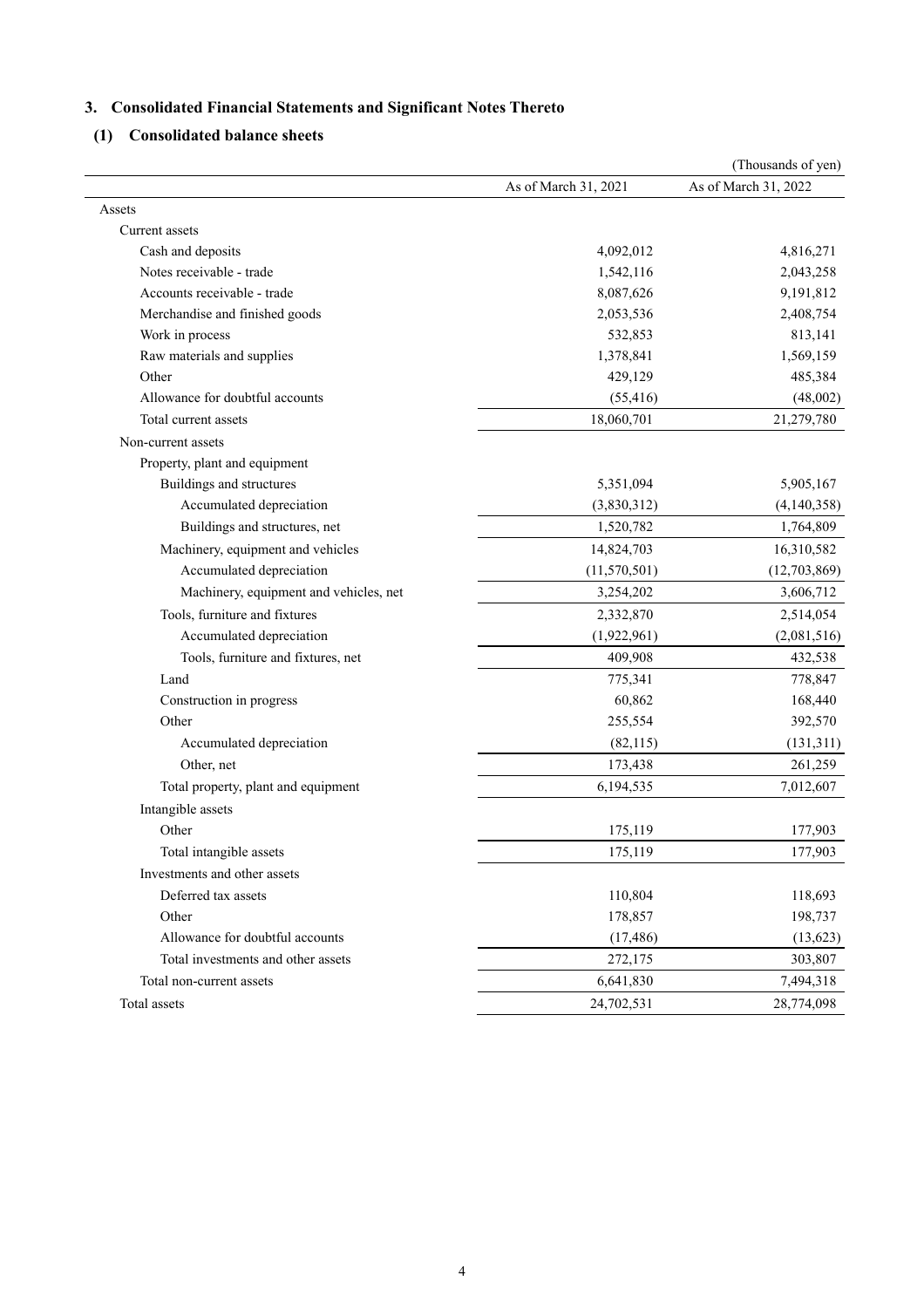## 3. Consolidated Financial Statements and Significant Notes Thereto

### (1) Consolidated balance sheets

(Thousands of yen)

| | As of March 31, 2021 | As of March 31, 2022 |
|---|---|---|
| Assets | | |
| Current assets | | |
| Cash and deposits | 4,092,012 | 4,816,271 |
| Notes receivable - trade | 1,542,116 | 2,043,258 |
| Accounts receivable - trade | 8,087,626 | 9,191,812 |
| Merchandise and finished goods | 2,053,536 | 2,408,754 |
| Work in process | 532,853 | 813,141 |
| Raw materials and supplies | 1,378,841 | 1,569,159 |
| Other | 429,129 | 485,384 |
| Allowance for doubtful accounts | (55,416) | (48,002) |
| Total current assets | 18,060,701 | 21,279,780 |
| Non-current assets | | |
| Property, plant and equipment | | |
| Buildings and structures | 5,351,094 | 5,905,167 |
| Accumulated depreciation | (3,830,312) | (4,140,358) |
| Buildings and structures, net | 1,520,782 | 1,764,809 |
| Machinery, equipment and vehicles | 14,824,703 | 16,310,582 |
| Accumulated depreciation | (11,570,501) | (12,703,869) |
| Machinery, equipment and vehicles, net | 3,254,202 | 3,606,712 |
| Tools, furniture and fixtures | 2,332,870 | 2,514,054 |
| Accumulated depreciation | (1,922,961) | (2,081,516) |
| Tools, furniture and fixtures, net | 409,908 | 432,538 |
| Land | 775,341 | 778,847 |
| Construction in progress | 60,862 | 168,440 |
| Other | 255,554 | 392,570 |
| Accumulated depreciation | (82,115) | (131,311) |
| Other, net | 173,438 | 261,259 |
| Total property, plant and equipment | 6,194,535 | 7,012,607 |
| Intangible assets | | |
| Other | 175,119 | 177,903 |
| Total intangible assets | 175,119 | 177,903 |
| Investments and other assets | | |
| Deferred tax assets | 110,804 | 118,693 |
| Other | 178,857 | 198,737 |
| Allowance for doubtful accounts | (17,486) | (13,623) |
| Total investments and other assets | 272,175 | 303,807 |
| Total non-current assets | 6,641,830 | 7,494,318 |
| Total assets | 24,702,531 | 28,774,098 |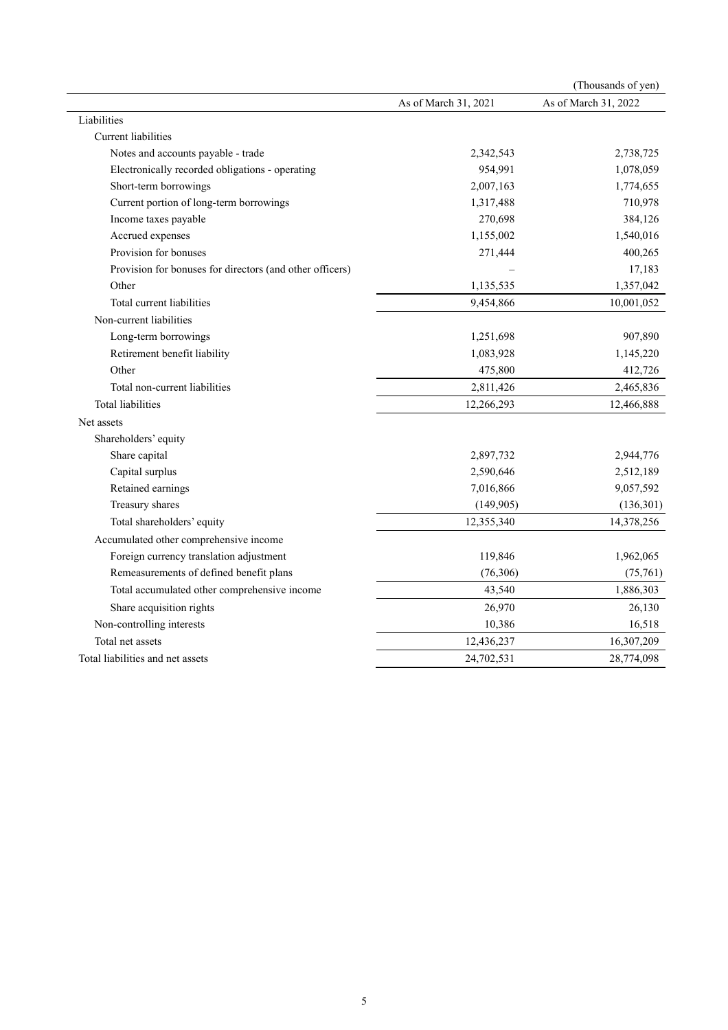(Thousands of yen)

| | As of March 31, 2021 | As of March 31, 2022 |
|---|---|---|
| Liabilities | | |
| Current liabilities | | |
| Notes and accounts payable - trade | 2,342,543 | 2,738,725 |
| Electronically recorded obligations - operating | 954,991 | 1,078,059 |
| Short-term borrowings | 2,007,163 | 1,774,655 |
| Current portion of long-term borrowings | 1,317,488 | 710,978 |
| Income taxes payable | 270,698 | 384,126 |
| Accrued expenses | 1,155,002 | 1,540,016 |
| Provision for bonuses | 271,444 | 400,265 |
| Provision for bonuses for directors (and other officers) | – | 17,183 |
| Other | 1,135,535 | 1,357,042 |
| Total current liabilities | 9,454,866 | 10,001,052 |
| Non-current liabilities | | |
| Long-term borrowings | 1,251,698 | 907,890 |
| Retirement benefit liability | 1,083,928 | 1,145,220 |
| Other | 475,800 | 412,726 |
| Total non-current liabilities | 2,811,426 | 2,465,836 |
| Total liabilities | 12,266,293 | 12,466,888 |
| Net assets | | |
| Shareholders' equity | | |
| Share capital | 2,897,732 | 2,944,776 |
| Capital surplus | 2,590,646 | 2,512,189 |
| Retained earnings | 7,016,866 | 9,057,592 |
| Treasury shares | (149,905) | (136,301) |
| Total shareholders' equity | 12,355,340 | 14,378,256 |
| Accumulated other comprehensive income | | |
| Foreign currency translation adjustment | 119,846 | 1,962,065 |
| Remeasurements of defined benefit plans | (76,306) | (75,761) |
| Total accumulated other comprehensive income | 43,540 | 1,886,303 |
| Share acquisition rights | 26,970 | 26,130 |
| Non-controlling interests | 10,386 | 16,518 |
| Total net assets | 12,436,237 | 16,307,209 |
| Total liabilities and net assets | 24,702,531 | 28,774,098 |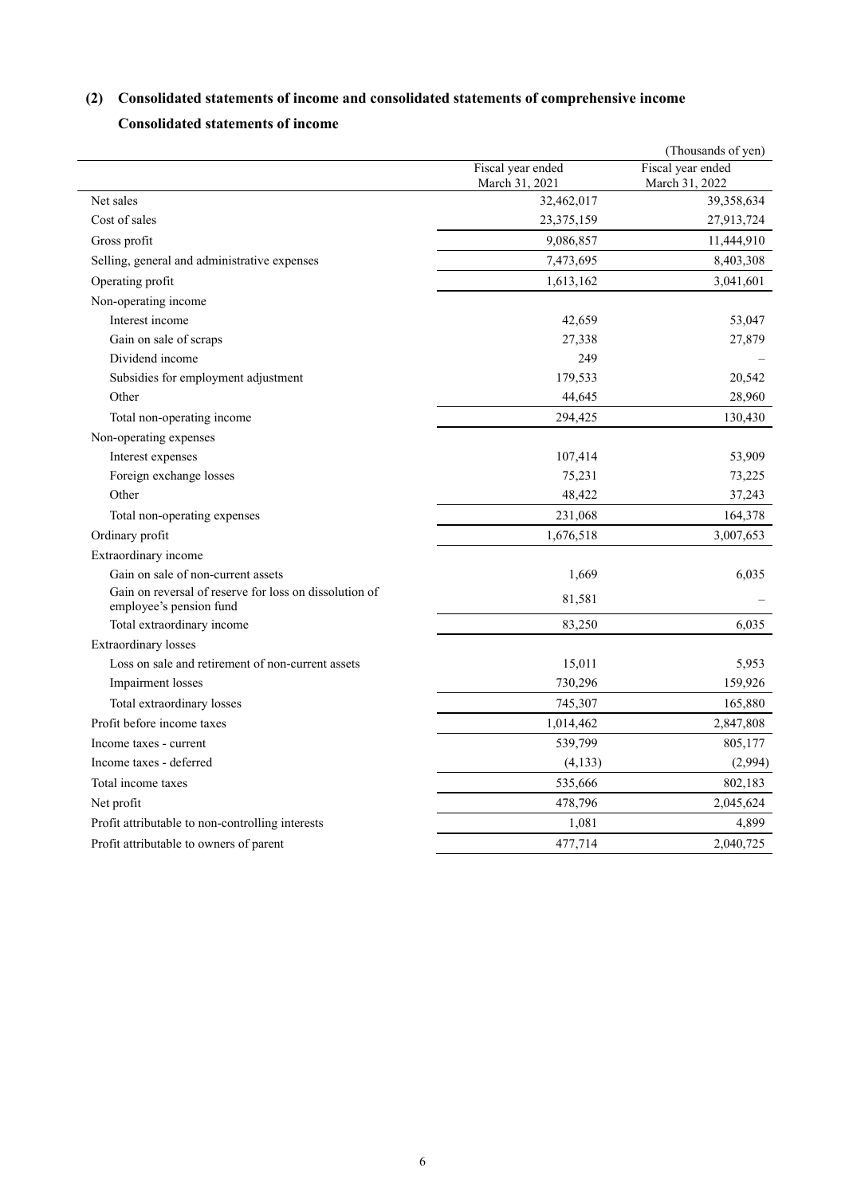### (2) Consolidated statements of income and consolidated statements of comprehensive income

**Consolidated statements of income**

(Thousands of yen)

| | Fiscal year ended March 31, 2021 | Fiscal year ended March 31, 2022 |
|---|---|---|
| Net sales | 32,462,017 | 39,358,634 |
| Cost of sales | 23,375,159 | 27,913,724 |
| Gross profit | 9,086,857 | 11,444,910 |
| Selling, general and administrative expenses | 7,473,695 | 8,403,308 |
| Operating profit | 1,613,162 | 3,041,601 |
| Non-operating income | | |
| Interest income | 42,659 | 53,047 |
| Gain on sale of scraps | 27,338 | 27,879 |
| Dividend income | 249 | – |
| Subsidies for employment adjustment | 179,533 | 20,542 |
| Other | 44,645 | 28,960 |
| Total non-operating income | 294,425 | 130,430 |
| Non-operating expenses | | |
| Interest expenses | 107,414 | 53,909 |
| Foreign exchange losses | 75,231 | 73,225 |
| Other | 48,422 | 37,243 |
| Total non-operating expenses | 231,068 | 164,378 |
| Ordinary profit | 1,676,518 | 3,007,653 |
| Extraordinary income | | |
| Gain on sale of non-current assets | 1,669 | 6,035 |
| Gain on reversal of reserve for loss on dissolution of employee's pension fund | 81,581 | – |
| Total extraordinary income | 83,250 | 6,035 |
| Extraordinary losses | | |
| Loss on sale and retirement of non-current assets | 15,011 | 5,953 |
| Impairment losses | 730,296 | 159,926 |
| Total extraordinary losses | 745,307 | 165,880 |
| Profit before income taxes | 1,014,462 | 2,847,808 |
| Income taxes - current | 539,799 | 805,177 |
| Income taxes - deferred | (4,133) | (2,994) |
| Total income taxes | 535,666 | 802,183 |
| Net profit | 478,796 | 2,045,624 |
| Profit attributable to non-controlling interests | 1,081 | 4,899 |
| Profit attributable to owners of parent | 477,714 | 2,040,725 |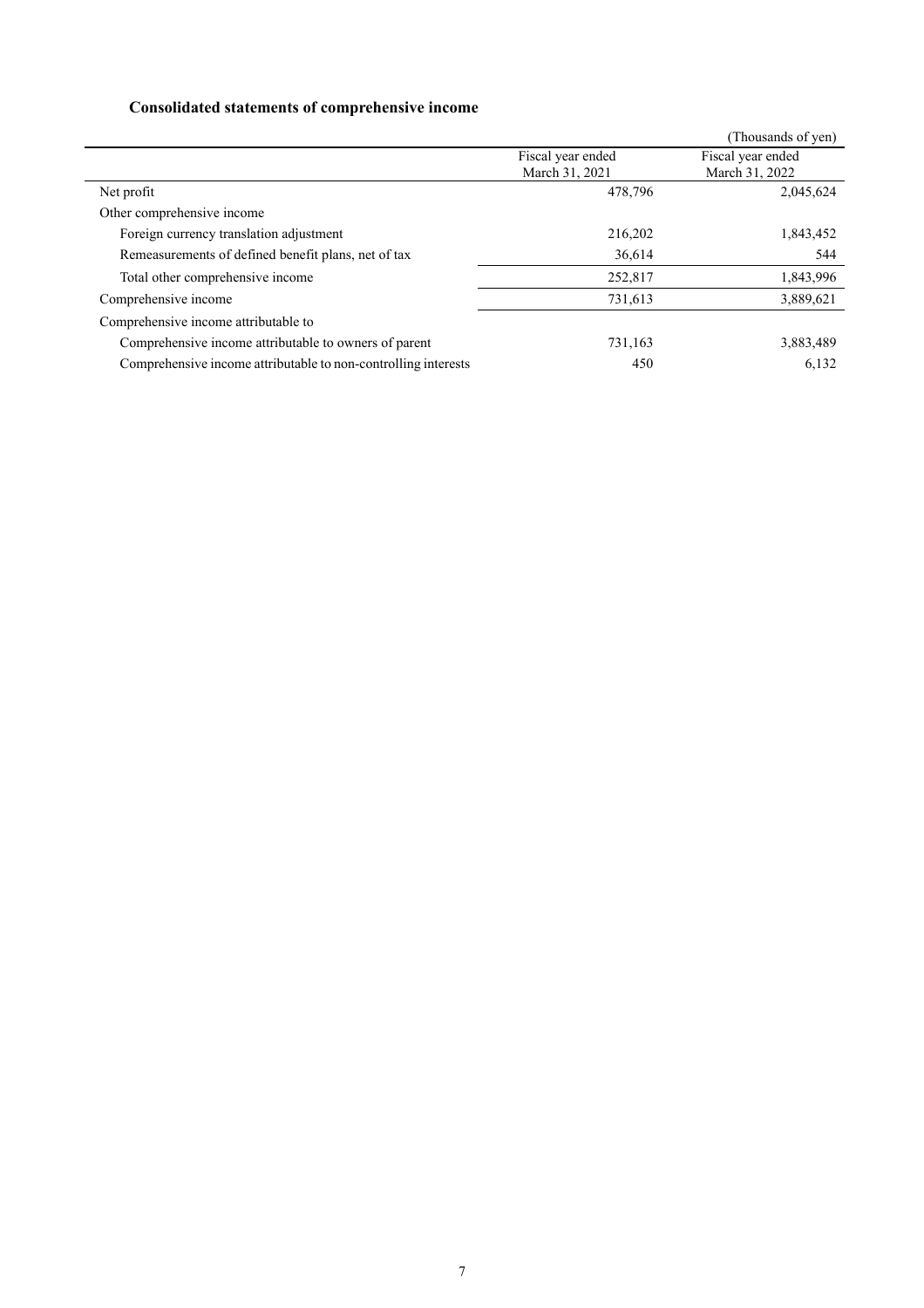## Consolidated statements of comprehensive income

(Thousands of yen)

| | Fiscal year ended March 31, 2021 | Fiscal year ended March 31, 2022 |
|---|---|---|
| Net profit | 478,796 | 2,045,624 |
| Other comprehensive income | | |
| Foreign currency translation adjustment | 216,202 | 1,843,452 |
| Remeasurements of defined benefit plans, net of tax | 36,614 | 544 |
| Total other comprehensive income | 252,817 | 1,843,996 |
| Comprehensive income | 731,613 | 3,889,621 |
| Comprehensive income attributable to | | |
| Comprehensive income attributable to owners of parent | 731,163 | 3,883,489 |
| Comprehensive income attributable to non-controlling interests | 450 | 6,132 |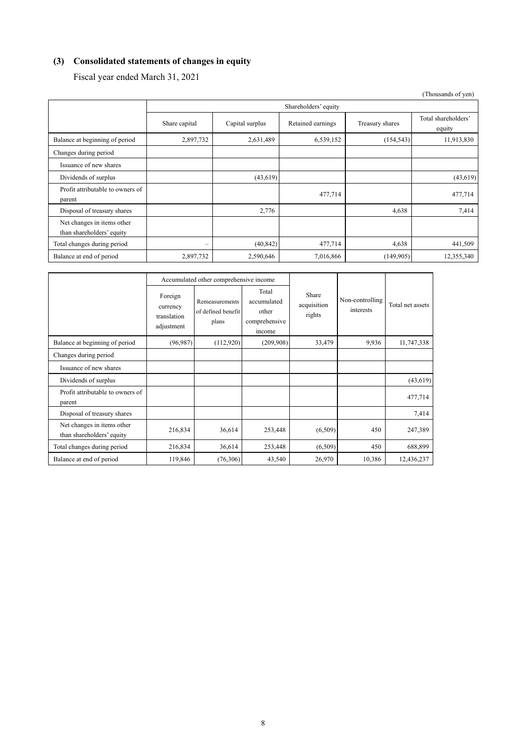## (3) Consolidated statements of changes in equity

Fiscal year ended March 31, 2021

(Thousands of yen)

| | Shareholders' equity | | | | |
|---|---|---|---|---|---|
| | Share capital | Capital surplus | Retained earnings | Treasury shares | Total shareholders' equity |
| Balance at beginning of period | 2,897,732 | 2,631,489 | 6,539,152 | (154,543) | 11,913,830 |
| Changes during period | | | | | |
| Issuance of new shares | | | | | |
| Dividends of surplus | | (43,619) | | | (43,619) |
| Profit attributable to owners of parent | | | 477,714 | | 477,714 |
| Disposal of treasury shares | | 2,776 | | 4,638 | 7,414 |
| Net changes in items other than shareholders' equity | | | | | |
| Total changes during period | – | (40,842) | 477,714 | 4,638 | 441,509 |
| Balance at end of period | 2,897,732 | 2,590,646 | 7,016,866 | (149,905) | 12,355,340 |

| | Accumulated other comprehensive income | | | Share acquisition rights | Non-controlling interests | Total net assets |
|---|---|---|---|---|---|---|
| | Foreign currency translation adjustment | Remeasurements of defined benefit plans | Total accumulated other comprehensive income | | | |
| Balance at beginning of period | (96,987) | (112,920) | (209,908) | 33,479 | 9,936 | 11,747,338 |
| Changes during period | | | | | | |
| Issuance of new shares | | | | | | |
| Dividends of surplus | | | | | | (43,619) |
| Profit attributable to owners of parent | | | | | | 477,714 |
| Disposal of treasury shares | | | | | | 7,414 |
| Net changes in items other than shareholders' equity | 216,834 | 36,614 | 253,448 | (6,509) | 450 | 247,389 |
| Total changes during period | 216,834 | 36,614 | 253,448 | (6,509) | 450 | 688,899 |
| Balance at end of period | 119,846 | (76,306) | 43,540 | 26,970 | 10,386 | 12,436,237 |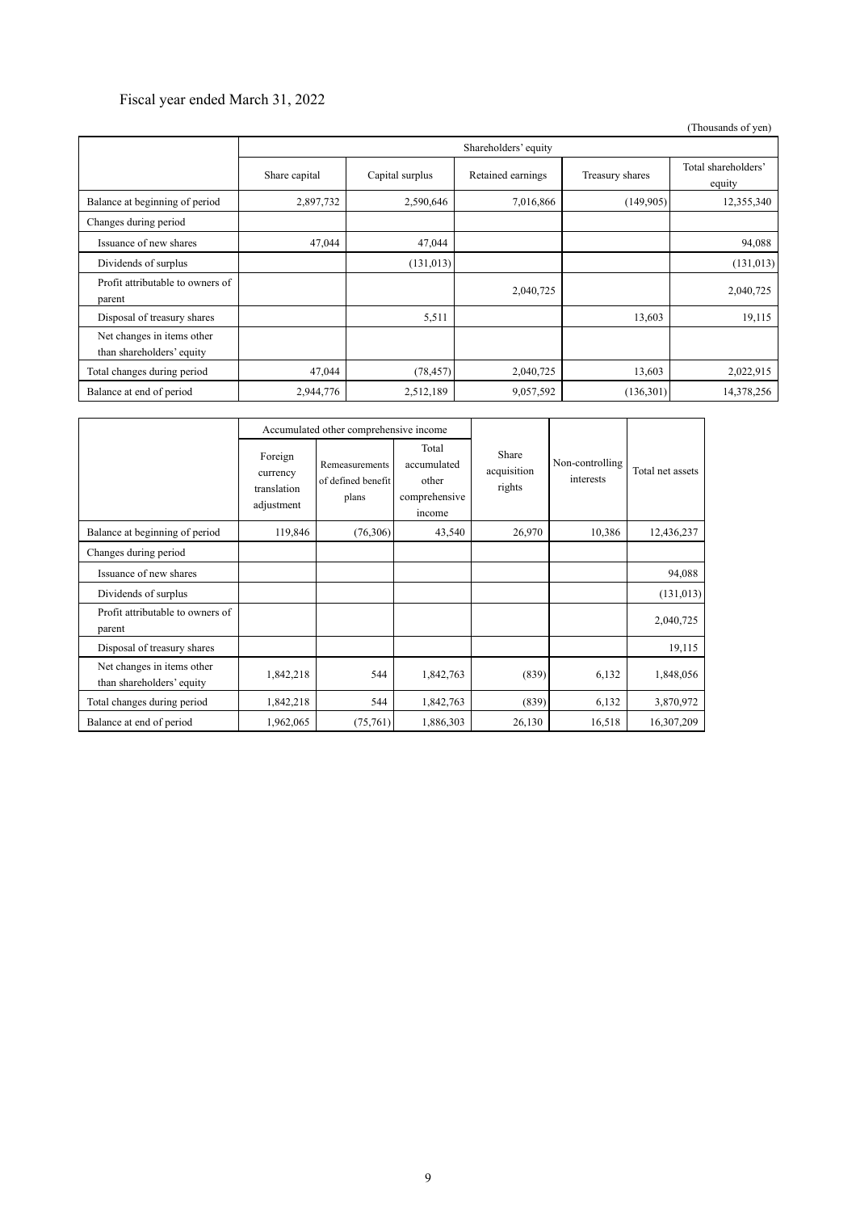Fiscal year ended March 31, 2022

(Thousands of yen)

| | Shareholders' equity | | | | |
|---|---|---|---|---|---|
| | Share capital | Capital surplus | Retained earnings | Treasury shares | Total shareholders' equity |
| Balance at beginning of period | 2,897,732 | 2,590,646 | 7,016,866 | (149,905) | 12,355,340 |
| Changes during period | | | | | |
| Issuance of new shares | 47,044 | 47,044 | | | 94,088 |
| Dividends of surplus | | (131,013) | | | (131,013) |
| Profit attributable to owners of parent | | | 2,040,725 | | 2,040,725 |
| Disposal of treasury shares | | 5,511 | | 13,603 | 19,115 |
| Net changes in items other than shareholders' equity | | | | | |
| Total changes during period | 47,044 | (78,457) | 2,040,725 | 13,603 | 2,022,915 |
| Balance at end of period | 2,944,776 | 2,512,189 | 9,057,592 | (136,301) | 14,378,256 |

| | Accumulated other comprehensive income | | | Share acquisition rights | Non-controlling interests | Total net assets |
|---|---|---|---|---|---|---|
| | Foreign currency translation adjustment | Remeasurements of defined benefit plans | Total accumulated other comprehensive income | | | |
| Balance at beginning of period | 119,846 | (76,306) | 43,540 | 26,970 | 10,386 | 12,436,237 |
| Changes during period | | | | | | |
| Issuance of new shares | | | | | | 94,088 |
| Dividends of surplus | | | | | | (131,013) |
| Profit attributable to owners of parent | | | | | | 2,040,725 |
| Disposal of treasury shares | | | | | | 19,115 |
| Net changes in items other than shareholders' equity | 1,842,218 | 544 | 1,842,763 | (839) | 6,132 | 1,848,056 |
| Total changes during period | 1,842,218 | 544 | 1,842,763 | (839) | 6,132 | 3,870,972 |
| Balance at end of period | 1,962,065 | (75,761) | 1,886,303 | 26,130 | 16,518 | 16,307,209 |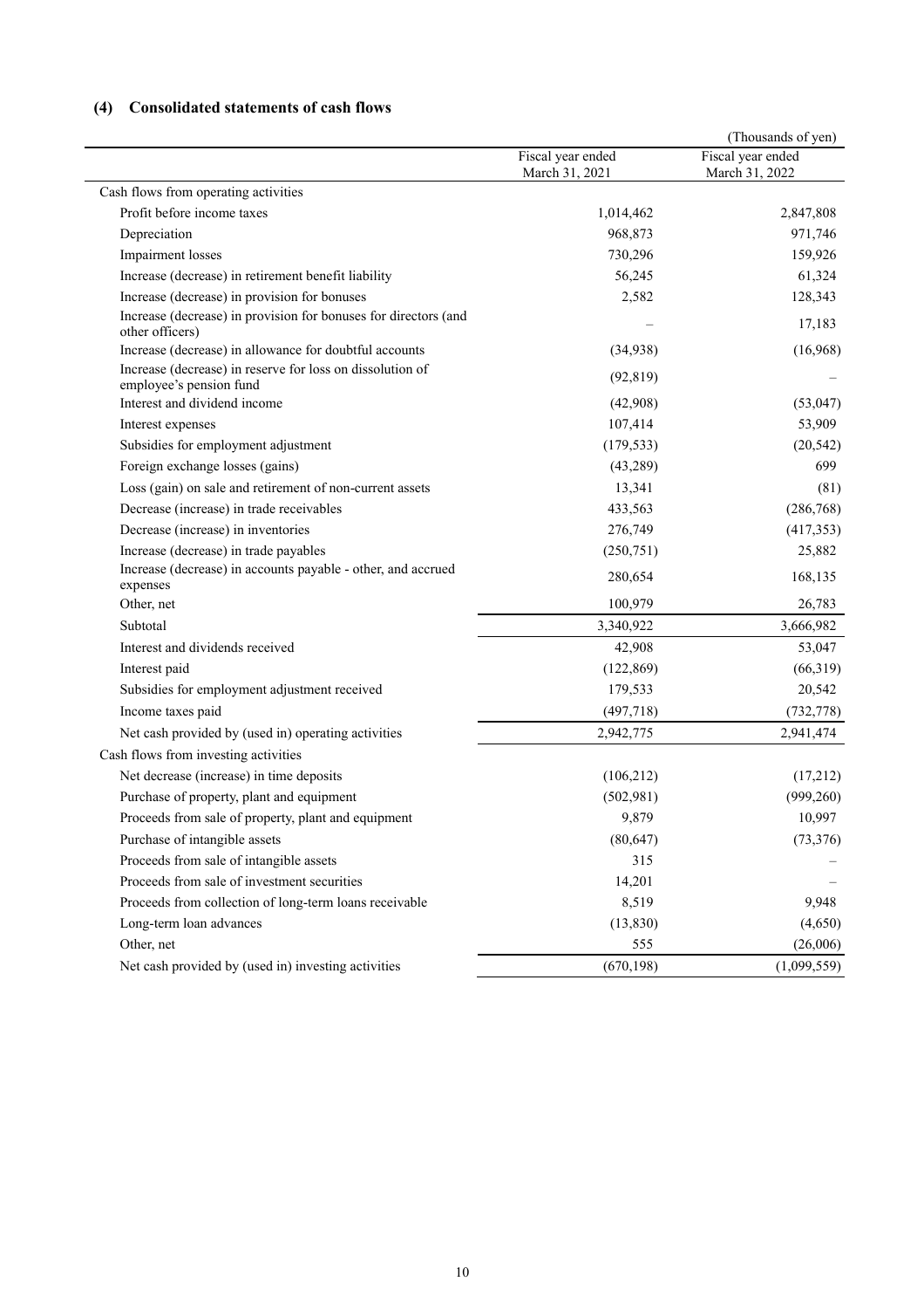### (4) Consolidated statements of cash flows

(Thousands of yen)

| | Fiscal year ended March 31, 2021 | Fiscal year ended March 31, 2022 |
|---|---|---|
| Cash flows from operating activities | | |
| Profit before income taxes | 1,014,462 | 2,847,808 |
| Depreciation | 968,873 | 971,746 |
| Impairment losses | 730,296 | 159,926 |
| Increase (decrease) in retirement benefit liability | 56,245 | 61,324 |
| Increase (decrease) in provision for bonuses | 2,582 | 128,343 |
| Increase (decrease) in provision for bonuses for directors (and other officers) | – | 17,183 |
| Increase (decrease) in allowance for doubtful accounts | (34,938) | (16,968) |
| Increase (decrease) in reserve for loss on dissolution of employee's pension fund | (92,819) | – |
| Interest and dividend income | (42,908) | (53,047) |
| Interest expenses | 107,414 | 53,909 |
| Subsidies for employment adjustment | (179,533) | (20,542) |
| Foreign exchange losses (gains) | (43,289) | 699 |
| Loss (gain) on sale and retirement of non-current assets | 13,341 | (81) |
| Decrease (increase) in trade receivables | 433,563 | (286,768) |
| Decrease (increase) in inventories | 276,749 | (417,353) |
| Increase (decrease) in trade payables | (250,751) | 25,882 |
| Increase (decrease) in accounts payable - other, and accrued expenses | 280,654 | 168,135 |
| Other, net | 100,979 | 26,783 |
| Subtotal | 3,340,922 | 3,666,982 |
| Interest and dividends received | 42,908 | 53,047 |
| Interest paid | (122,869) | (66,319) |
| Subsidies for employment adjustment received | 179,533 | 20,542 |
| Income taxes paid | (497,718) | (732,778) |
| Net cash provided by (used in) operating activities | 2,942,775 | 2,941,474 |
| Cash flows from investing activities | | |
| Net decrease (increase) in time deposits | (106,212) | (17,212) |
| Purchase of property, plant and equipment | (502,981) | (999,260) |
| Proceeds from sale of property, plant and equipment | 9,879 | 10,997 |
| Purchase of intangible assets | (80,647) | (73,376) |
| Proceeds from sale of intangible assets | 315 | – |
| Proceeds from sale of investment securities | 14,201 | – |
| Proceeds from collection of long-term loans receivable | 8,519 | 9,948 |
| Long-term loan advances | (13,830) | (4,650) |
| Other, net | 555 | (26,006) |
| Net cash provided by (used in) investing activities | (670,198) | (1,099,559) |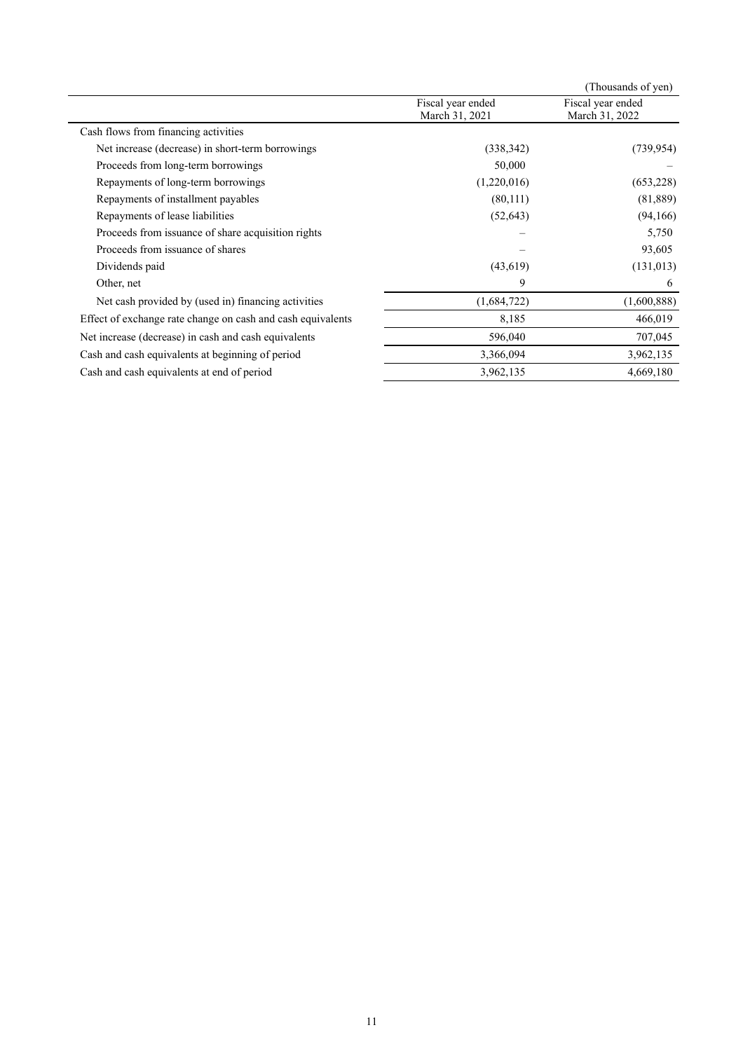(Thousands of yen)

| | Fiscal year ended March 31, 2021 | Fiscal year ended March 31, 2022 |
|---|---|---|
| Cash flows from financing activities | | |
| Net increase (decrease) in short-term borrowings | (338,342) | (739,954) |
| Proceeds from long-term borrowings | 50,000 | – |
| Repayments of long-term borrowings | (1,220,016) | (653,228) |
| Repayments of installment payables | (80,111) | (81,889) |
| Repayments of lease liabilities | (52,643) | (94,166) |
| Proceeds from issuance of share acquisition rights | – | 5,750 |
| Proceeds from issuance of shares | – | 93,605 |
| Dividends paid | (43,619) | (131,013) |
| Other, net | 9 | 6 |
| Net cash provided by (used in) financing activities | (1,684,722) | (1,600,888) |
| Effect of exchange rate change on cash and cash equivalents | 8,185 | 466,019 |
| Net increase (decrease) in cash and cash equivalents | 596,040 | 707,045 |
| Cash and cash equivalents at beginning of period | 3,366,094 | 3,962,135 |
| Cash and cash equivalents at end of period | 3,962,135 | 4,669,180 |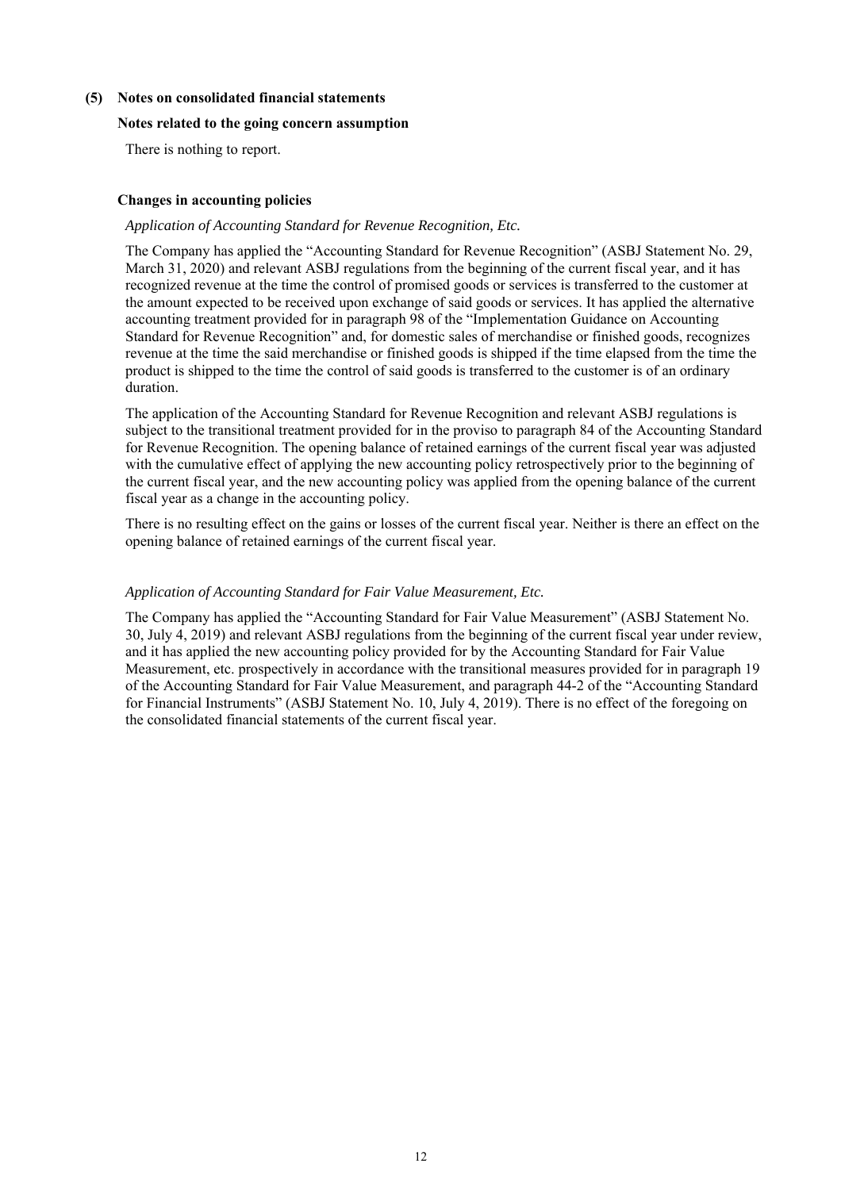## (5) Notes on consolidated financial statements

### Notes related to the going concern assumption

There is nothing to report.

### Changes in accounting policies

*Application of Accounting Standard for Revenue Recognition, Etc.*

The Company has applied the "Accounting Standard for Revenue Recognition" (ASBJ Statement No. 29, March 31, 2020) and relevant ASBJ regulations from the beginning of the current fiscal year, and it has recognized revenue at the time the control of promised goods or services is transferred to the customer at the amount expected to be received upon exchange of said goods or services. It has applied the alternative accounting treatment provided for in paragraph 98 of the "Implementation Guidance on Accounting Standard for Revenue Recognition" and, for domestic sales of merchandise or finished goods, recognizes revenue at the time the said merchandise or finished goods is shipped if the time elapsed from the time the product is shipped to the time the control of said goods is transferred to the customer is of an ordinary duration.

The application of the Accounting Standard for Revenue Recognition and relevant ASBJ regulations is subject to the transitional treatment provided for in the proviso to paragraph 84 of the Accounting Standard for Revenue Recognition. The opening balance of retained earnings of the current fiscal year was adjusted with the cumulative effect of applying the new accounting policy retrospectively prior to the beginning of the current fiscal year, and the new accounting policy was applied from the opening balance of the current fiscal year as a change in the accounting policy.

There is no resulting effect on the gains or losses of the current fiscal year. Neither is there an effect on the opening balance of retained earnings of the current fiscal year.

*Application of Accounting Standard for Fair Value Measurement, Etc.*

The Company has applied the "Accounting Standard for Fair Value Measurement" (ASBJ Statement No. 30, July 4, 2019) and relevant ASBJ regulations from the beginning of the current fiscal year under review, and it has applied the new accounting policy provided for by the Accounting Standard for Fair Value Measurement, etc. prospectively in accordance with the transitional measures provided for in paragraph 19 of the Accounting Standard for Fair Value Measurement, and paragraph 44-2 of the "Accounting Standard for Financial Instruments" (ASBJ Statement No. 10, July 4, 2019). There is no effect of the foregoing on the consolidated financial statements of the current fiscal year.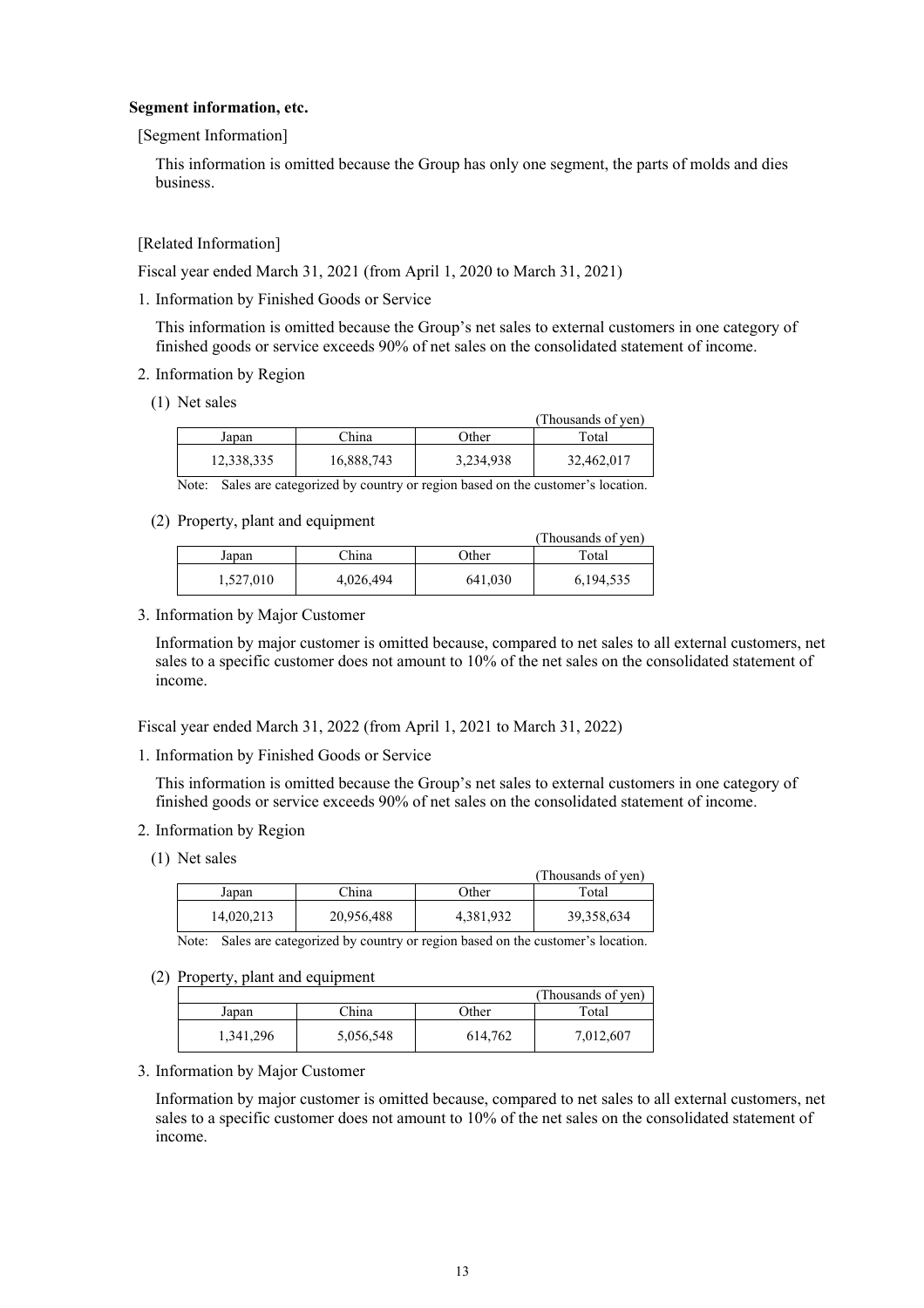**Segment information, etc.**

[Segment Information]

This information is omitted because the Group has only one segment, the parts of molds and dies business.

[Related Information]

Fiscal year ended March 31, 2021 (from April 1, 2020 to March 31, 2021)

1. Information by Finished Goods or Service

   This information is omitted because the Group's net sales to external customers in one category of finished goods or service exceeds 90% of net sales on the consolidated statement of income.

2. Information by Region

   (1) Net sales

(Thousands of yen)

| Japan | China | Other | Total |
|---|---|---|---|
| 12,338,335 | 16,888,743 | 3,234,938 | 32,462,017 |

Note: Sales are categorized by country or region based on the customer's location.

   (2) Property, plant and equipment

(Thousands of yen)

| Japan | China | Other | Total |
|---|---|---|---|
| 1,527,010 | 4,026,494 | 641,030 | 6,194,535 |

3. Information by Major Customer

   Information by major customer is omitted because, compared to net sales to all external customers, net sales to a specific customer does not amount to 10% of the net sales on the consolidated statement of income.

Fiscal year ended March 31, 2022 (from April 1, 2021 to March 31, 2022)

1. Information by Finished Goods or Service

   This information is omitted because the Group's net sales to external customers in one category of finished goods or service exceeds 90% of net sales on the consolidated statement of income.

2. Information by Region

   (1) Net sales

(Thousands of yen)

| Japan | China | Other | Total |
|---|---|---|---|
| 14,020,213 | 20,956,488 | 4,381,932 | 39,358,634 |

Note: Sales are categorized by country or region based on the customer's location.

   (2) Property, plant and equipment

(Thousands of yen)

| Japan | China | Other | Total |
|---|---|---|---|
| 1,341,296 | 5,056,548 | 614,762 | 7,012,607 |

3. Information by Major Customer

   Information by major customer is omitted because, compared to net sales to all external customers, net sales to a specific customer does not amount to 10% of the net sales on the consolidated statement of income.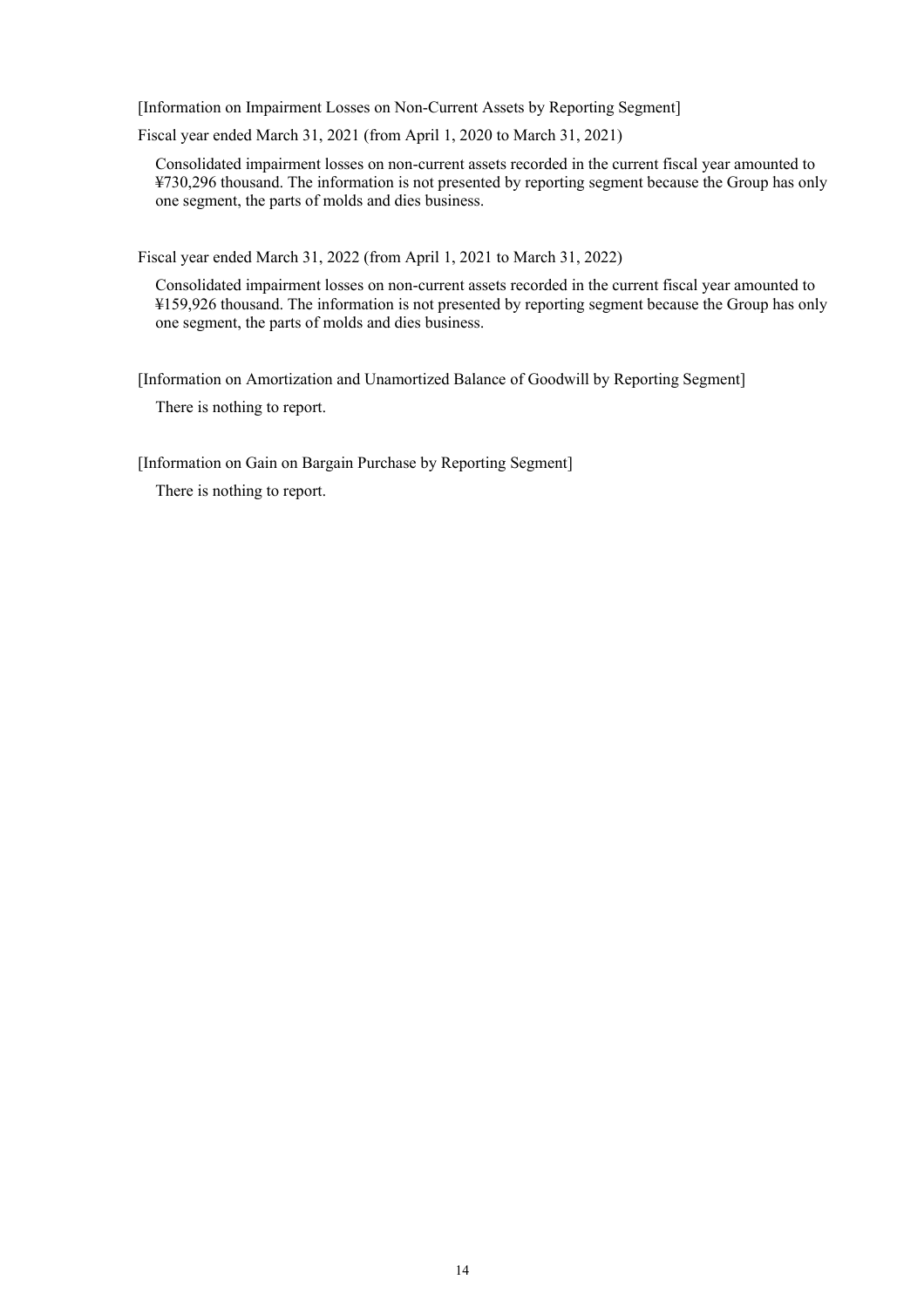[Information on Impairment Losses on Non-Current Assets by Reporting Segment]

Fiscal year ended March 31, 2021 (from April 1, 2020 to March 31, 2021)

Consolidated impairment losses on non-current assets recorded in the current fiscal year amounted to ¥730,296 thousand. The information is not presented by reporting segment because the Group has only one segment, the parts of molds and dies business.

Fiscal year ended March 31, 2022 (from April 1, 2021 to March 31, 2022)

Consolidated impairment losses on non-current assets recorded in the current fiscal year amounted to ¥159,926 thousand. The information is not presented by reporting segment because the Group has only one segment, the parts of molds and dies business.

[Information on Amortization and Unamortized Balance of Goodwill by Reporting Segment]

There is nothing to report.

[Information on Gain on Bargain Purchase by Reporting Segment]

There is nothing to report.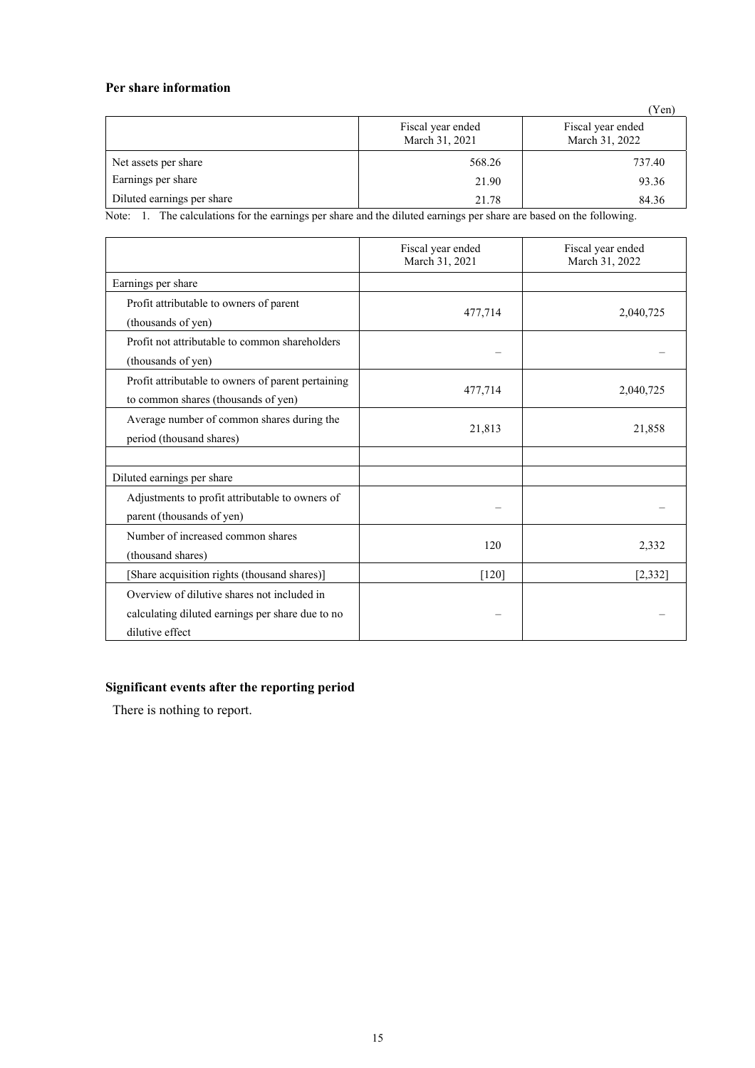### Per share information

(Yen)

| | Fiscal year ended March 31, 2021 | Fiscal year ended March 31, 2022 |
|---|---|---|
| Net assets per share | 568.26 | 737.40 |
| Earnings per share | 21.90 | 93.36 |
| Diluted earnings per share | 21.78 | 84.36 |

Note: 1. The calculations for the earnings per share and the diluted earnings per share are based on the following.

| | Fiscal year ended March 31, 2021 | Fiscal year ended March 31, 2022 |
|---|---|---|
| Earnings per share | | |
| Profit attributable to owners of parent (thousands of yen) | 477,714 | 2,040,725 |
| Profit not attributable to common shareholders (thousands of yen) | – | – |
| Profit attributable to owners of parent pertaining to common shares (thousands of yen) | 477,714 | 2,040,725 |
| Average number of common shares during the period (thousand shares) | 21,813 | 21,858 |
| | | |
| Diluted earnings per share | | |
| Adjustments to profit attributable to owners of parent (thousands of yen) | – | – |
| Number of increased common shares (thousand shares) | 120 | 2,332 |
| [Share acquisition rights (thousand shares)] | [120] | [2,332] |
| Overview of dilutive shares not included in calculating diluted earnings per share due to no dilutive effect | – | – |

### Significant events after the reporting period

There is nothing to report.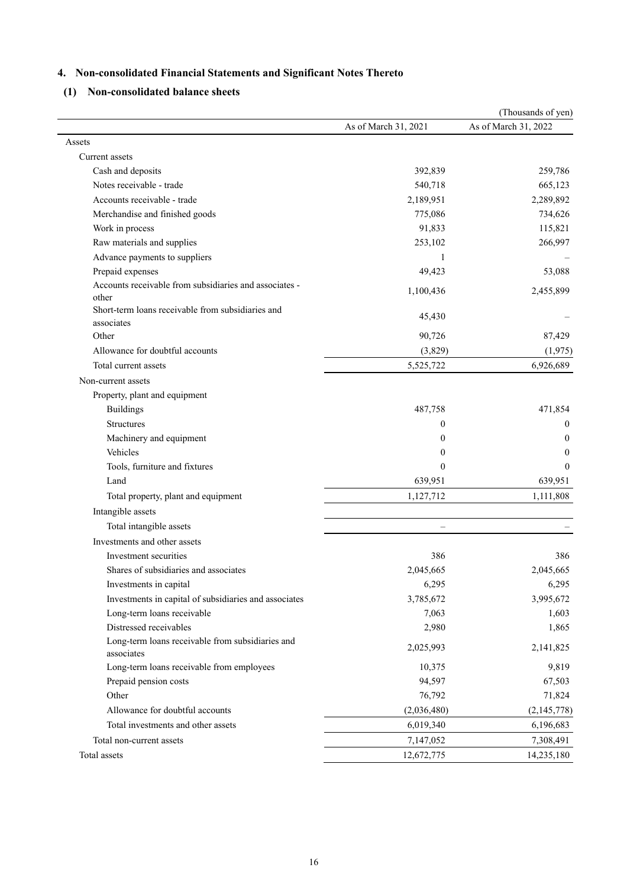## 4. Non-consolidated Financial Statements and Significant Notes Thereto

### (1) Non-consolidated balance sheets

(Thousands of yen)

| | As of March 31, 2021 | As of March 31, 2022 |
|---|---|---|
| Assets | | |
| Current assets | | |
| Cash and deposits | 392,839 | 259,786 |
| Notes receivable - trade | 540,718 | 665,123 |
| Accounts receivable - trade | 2,189,951 | 2,289,892 |
| Merchandise and finished goods | 775,086 | 734,626 |
| Work in process | 91,833 | 115,821 |
| Raw materials and supplies | 253,102 | 266,997 |
| Advance payments to suppliers | 1 | – |
| Prepaid expenses | 49,423 | 53,088 |
| Accounts receivable from subsidiaries and associates - other | 1,100,436 | 2,455,899 |
| Short-term loans receivable from subsidiaries and associates | 45,430 | – |
| Other | 90,726 | 87,429 |
| Allowance for doubtful accounts | (3,829) | (1,975) |
| Total current assets | 5,525,722 | 6,926,689 |
| Non-current assets | | |
| Property, plant and equipment | | |
| Buildings | 487,758 | 471,854 |
| Structures | 0 | 0 |
| Machinery and equipment | 0 | 0 |
| Vehicles | 0 | 0 |
| Tools, furniture and fixtures | 0 | 0 |
| Land | 639,951 | 639,951 |
| Total property, plant and equipment | 1,127,712 | 1,111,808 |
| Intangible assets | | |
| Total intangible assets | – | – |
| Investments and other assets | | |
| Investment securities | 386 | 386 |
| Shares of subsidiaries and associates | 2,045,665 | 2,045,665 |
| Investments in capital | 6,295 | 6,295 |
| Investments in capital of subsidiaries and associates | 3,785,672 | 3,995,672 |
| Long-term loans receivable | 7,063 | 1,603 |
| Distressed receivables | 2,980 | 1,865 |
| Long-term loans receivable from subsidiaries and associates | 2,025,993 | 2,141,825 |
| Long-term loans receivable from employees | 10,375 | 9,819 |
| Prepaid pension costs | 94,597 | 67,503 |
| Other | 76,792 | 71,824 |
| Allowance for doubtful accounts | (2,036,480) | (2,145,778) |
| Total investments and other assets | 6,019,340 | 6,196,683 |
| Total non-current assets | 7,147,052 | 7,308,491 |
| Total assets | 12,672,775 | 14,235,180 |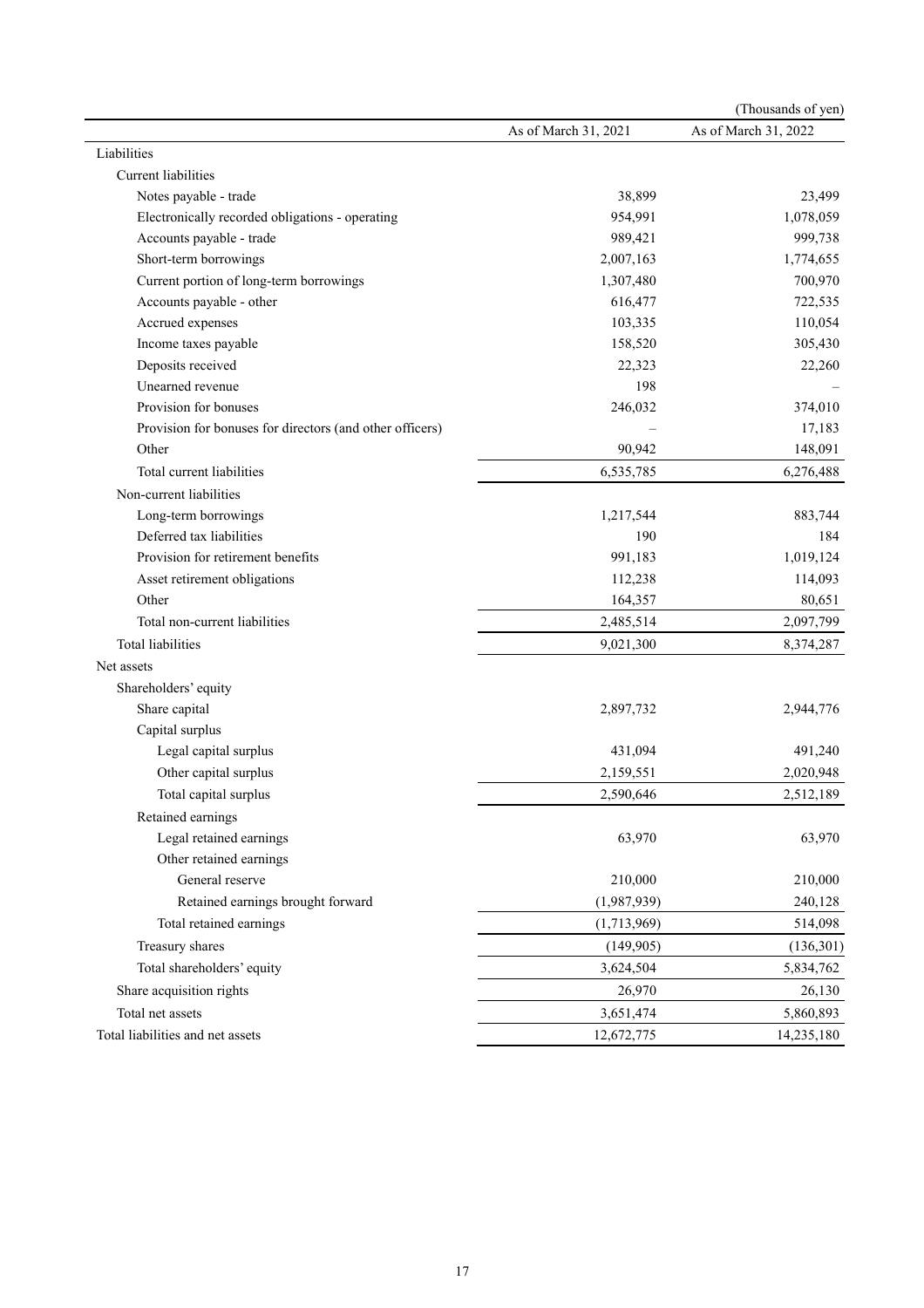(Thousands of yen)

| | As of March 31, 2021 | As of March 31, 2022 |
|---|---|---|
| Liabilities | | |
| Current liabilities | | |
| Notes payable - trade | 38,899 | 23,499 |
| Electronically recorded obligations - operating | 954,991 | 1,078,059 |
| Accounts payable - trade | 989,421 | 999,738 |
| Short-term borrowings | 2,007,163 | 1,774,655 |
| Current portion of long-term borrowings | 1,307,480 | 700,970 |
| Accounts payable - other | 616,477 | 722,535 |
| Accrued expenses | 103,335 | 110,054 |
| Income taxes payable | 158,520 | 305,430 |
| Deposits received | 22,323 | 22,260 |
| Unearned revenue | 198 | – |
| Provision for bonuses | 246,032 | 374,010 |
| Provision for bonuses for directors (and other officers) | – | 17,183 |
| Other | 90,942 | 148,091 |
| Total current liabilities | 6,535,785 | 6,276,488 |
| Non-current liabilities | | |
| Long-term borrowings | 1,217,544 | 883,744 |
| Deferred tax liabilities | 190 | 184 |
| Provision for retirement benefits | 991,183 | 1,019,124 |
| Asset retirement obligations | 112,238 | 114,093 |
| Other | 164,357 | 80,651 |
| Total non-current liabilities | 2,485,514 | 2,097,799 |
| Total liabilities | 9,021,300 | 8,374,287 |
| Net assets | | |
| Shareholders' equity | | |
| Share capital | 2,897,732 | 2,944,776 |
| Capital surplus | | |
| Legal capital surplus | 431,094 | 491,240 |
| Other capital surplus | 2,159,551 | 2,020,948 |
| Total capital surplus | 2,590,646 | 2,512,189 |
| Retained earnings | | |
| Legal retained earnings | 63,970 | 63,970 |
| Other retained earnings | | |
| General reserve | 210,000 | 210,000 |
| Retained earnings brought forward | (1,987,939) | 240,128 |
| Total retained earnings | (1,713,969) | 514,098 |
| Treasury shares | (149,905) | (136,301) |
| Total shareholders' equity | 3,624,504 | 5,834,762 |
| Share acquisition rights | 26,970 | 26,130 |
| Total net assets | 3,651,474 | 5,860,893 |
| Total liabilities and net assets | 12,672,775 | 14,235,180 |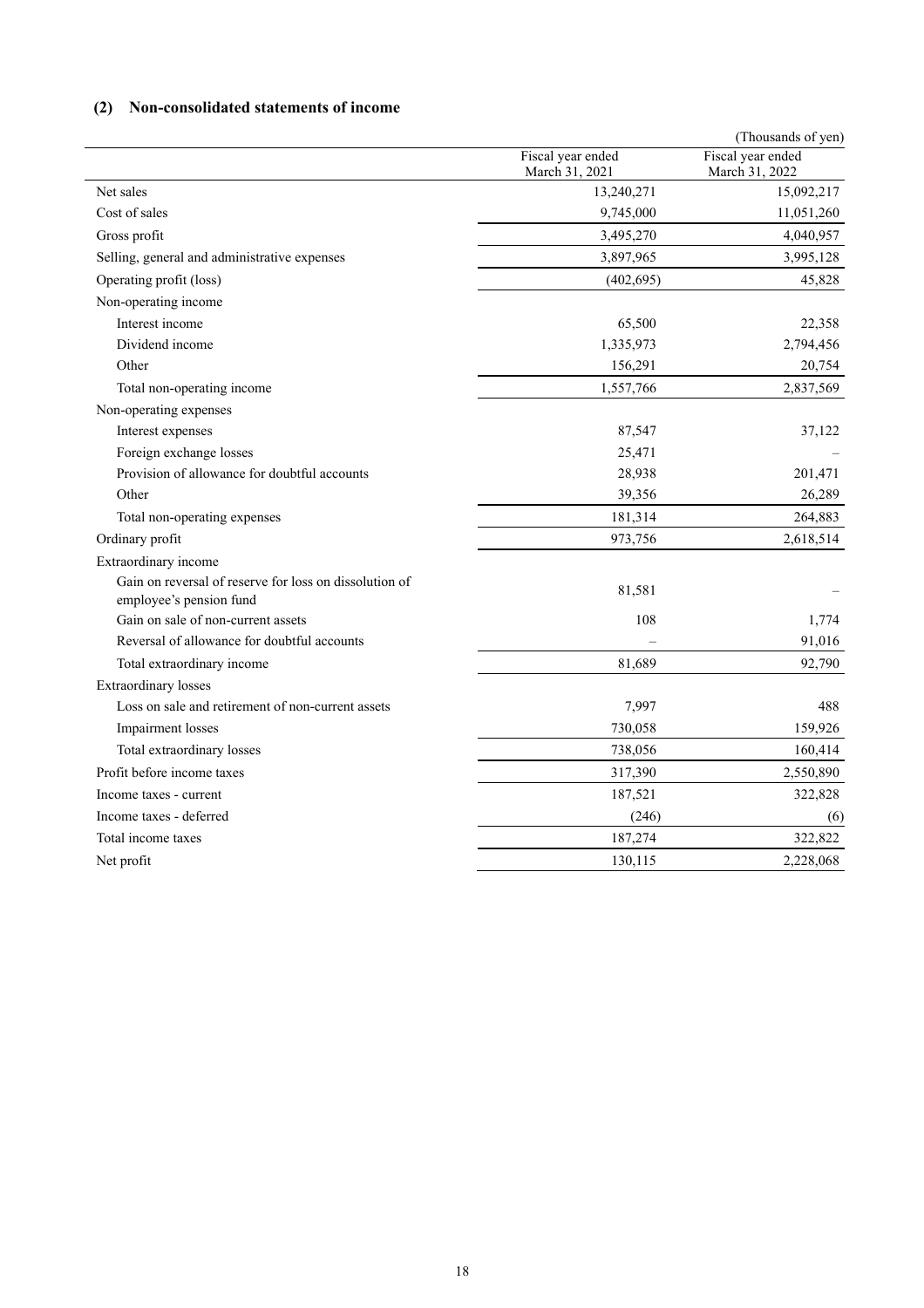### (2) Non-consolidated statements of income

(Thousands of yen)

| | Fiscal year ended March 31, 2021 | Fiscal year ended March 31, 2022 |
|---|---|---|
| Net sales | 13,240,271 | 15,092,217 |
| Cost of sales | 9,745,000 | 11,051,260 |
| Gross profit | 3,495,270 | 4,040,957 |
| Selling, general and administrative expenses | 3,897,965 | 3,995,128 |
| Operating profit (loss) | (402,695) | 45,828 |
| Non-operating income | | |
| Interest income | 65,500 | 22,358 |
| Dividend income | 1,335,973 | 2,794,456 |
| Other | 156,291 | 20,754 |
| Total non-operating income | 1,557,766 | 2,837,569 |
| Non-operating expenses | | |
| Interest expenses | 87,547 | 37,122 |
| Foreign exchange losses | 25,471 | – |
| Provision of allowance for doubtful accounts | 28,938 | 201,471 |
| Other | 39,356 | 26,289 |
| Total non-operating expenses | 181,314 | 264,883 |
| Ordinary profit | 973,756 | 2,618,514 |
| Extraordinary income | | |
| Gain on reversal of reserve for loss on dissolution of employee's pension fund | 81,581 | – |
| Gain on sale of non-current assets | 108 | 1,774 |
| Reversal of allowance for doubtful accounts | – | 91,016 |
| Total extraordinary income | 81,689 | 92,790 |
| Extraordinary losses | | |
| Loss on sale and retirement of non-current assets | 7,997 | 488 |
| Impairment losses | 730,058 | 159,926 |
| Total extraordinary losses | 738,056 | 160,414 |
| Profit before income taxes | 317,390 | 2,550,890 |
| Income taxes - current | 187,521 | 322,828 |
| Income taxes - deferred | (246) | (6) |
| Total income taxes | 187,274 | 322,822 |
| Net profit | 130,115 | 2,228,068 |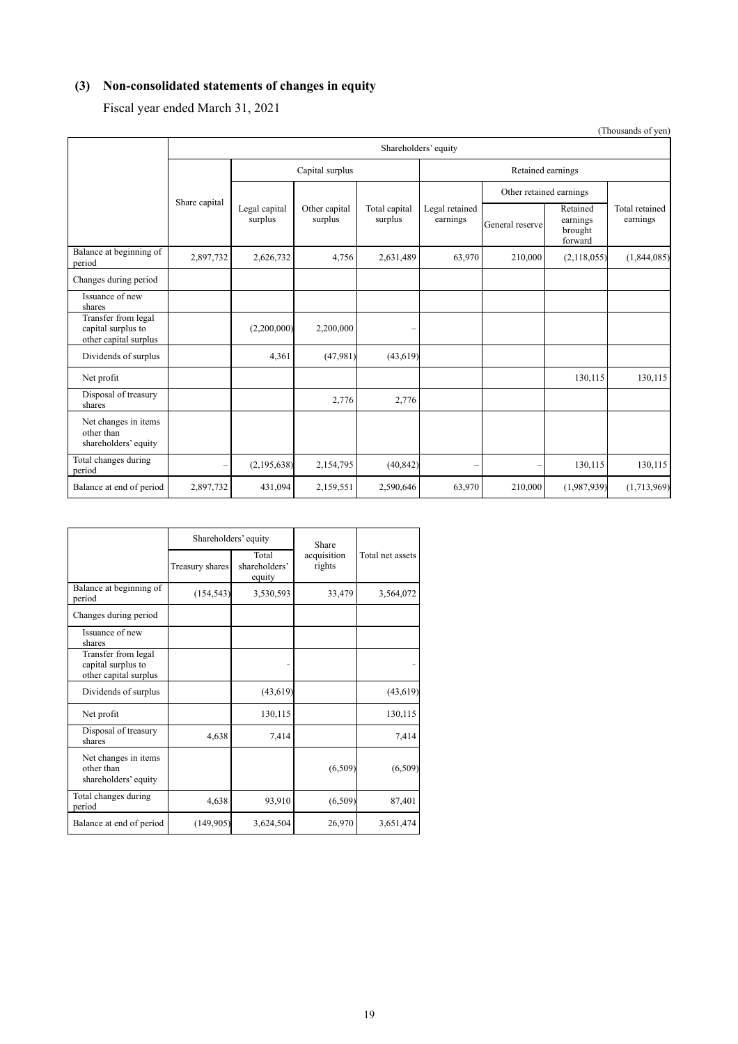## (3) Non-consolidated statements of changes in equity

Fiscal year ended March 31, 2021

(Thousands of yen)

| | Shareholders' equity | | | | | | | |
|---|---|---|---|---|---|---|---|---|
| | Share capital | Capital surplus | | | Retained earnings | | | |
| | | Legal capital surplus | Other capital surplus | Total capital surplus | Legal retained earnings | Other retained earnings | | Total retained earnings |
| | | | | | | General reserve | Retained earnings brought forward | |
| Balance at beginning of period | 2,897,732 | 2,626,732 | 4,756 | 2,631,489 | 63,970 | 210,000 | (2,118,055) | (1,844,085) |
| Changes during period | | | | | | | | |
| Issuance of new shares | | | | | | | | |
| Transfer from legal capital surplus to other capital surplus | | (2,200,000) | 2,200,000 | – | | | | |
| Dividends of surplus | | 4,361 | (47,981) | (43,619) | | | | |
| Net profit | | | | | | | 130,115 | 130,115 |
| Disposal of treasury shares | | | 2,776 | 2,776 | | | | |
| Net changes in items other than shareholders' equity | | | | | | | | |
| Total changes during period | – | (2,195,638) | 2,154,795 | (40,842) | – | – | 130,115 | 130,115 |
| Balance at end of period | 2,897,732 | 431,094 | 2,159,551 | 2,590,646 | 63,970 | 210,000 | (1,987,939) | (1,713,969) |

| | Shareholders' equity | | Share acquisition rights | Total net assets |
|---|---|---|---|---|
| | Treasury shares | Total shareholders' equity | | |
| Balance at beginning of period | (154,543) | 3,530,593 | 33,479 | 3,564,072 |
| Changes during period | | | | |
| Issuance of new shares | | | | |
| Transfer from legal capital surplus to other capital surplus | | - | | - |
| Dividends of surplus | | (43,619) | | (43,619) |
| Net profit | | 130,115 | | 130,115 |
| Disposal of treasury shares | 4,638 | 7,414 | | 7,414 |
| Net changes in items other than shareholders' equity | | | (6,509) | (6,509) |
| Total changes during period | 4,638 | 93,910 | (6,509) | 87,401 |
| Balance at end of period | (149,905) | 3,624,504 | 26,970 | 3,651,474 |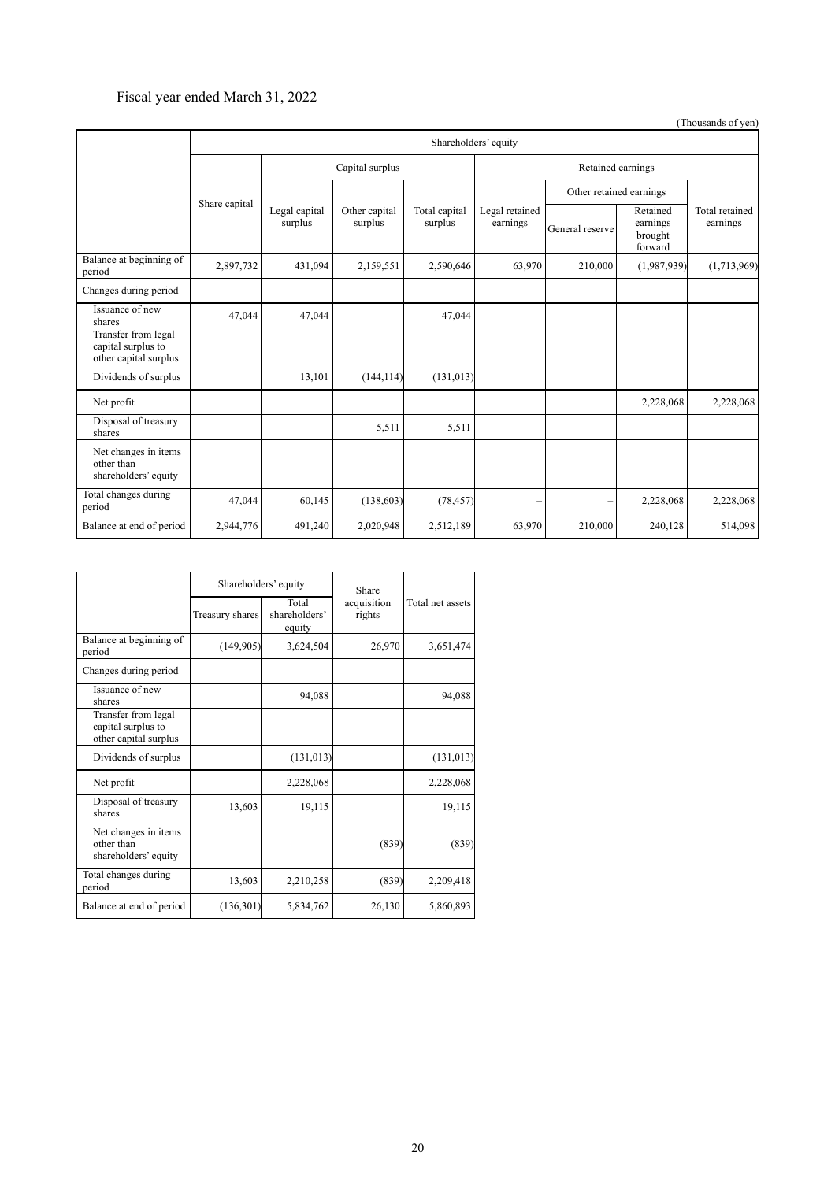Fiscal year ended March 31, 2022

(Thousands of yen)

| | Shareholders' equity | | | | | | | |
|---|---|---|---|---|---|---|---|---|
| | Share capital | Capital surplus | | | Retained earnings | | | |
| | | Legal capital surplus | Other capital surplus | Total capital surplus | Legal retained earnings | Other retained earnings | | Total retained earnings |
| | | | | | | General reserve | Retained earnings brought forward | |
| Balance at beginning of period | 2,897,732 | 431,094 | 2,159,551 | 2,590,646 | 63,970 | 210,000 | (1,987,939) | (1,713,969) |
| Changes during period | | | | | | | | |
| Issuance of new shares | 47,044 | 47,044 | | 47,044 | | | | |
| Transfer from legal capital surplus to other capital surplus | | | | | | | | |
| Dividends of surplus | | 13,101 | (144,114) | (131,013) | | | | |
| Net profit | | | | | | | 2,228,068 | 2,228,068 |
| Disposal of treasury shares | | | 5,511 | 5,511 | | | | |
| Net changes in items other than shareholders' equity | | | | | | | | |
| Total changes during period | 47,044 | 60,145 | (138,603) | (78,457) | – | – | 2,228,068 | 2,228,068 |
| Balance at end of period | 2,944,776 | 491,240 | 2,020,948 | 2,512,189 | 63,970 | 210,000 | 240,128 | 514,098 |

| | Shareholders' equity | | Share acquisition rights | Total net assets |
|---|---|---|---|---|
| | Treasury shares | Total shareholders' equity | | |
| Balance at beginning of period | (149,905) | 3,624,504 | 26,970 | 3,651,474 |
| Changes during period | | | | |
| Issuance of new shares | | 94,088 | | 94,088 |
| Transfer from legal capital surplus to other capital surplus | | | | |
| Dividends of surplus | | (131,013) | | (131,013) |
| Net profit | | 2,228,068 | | 2,228,068 |
| Disposal of treasury shares | 13,603 | 19,115 | | 19,115 |
| Net changes in items other than shareholders' equity | | | (839) | (839) |
| Total changes during period | 13,603 | 2,210,258 | (839) | 2,209,418 |
| Balance at end of period | (136,301) | 5,834,762 | 26,130 | 5,860,893 |